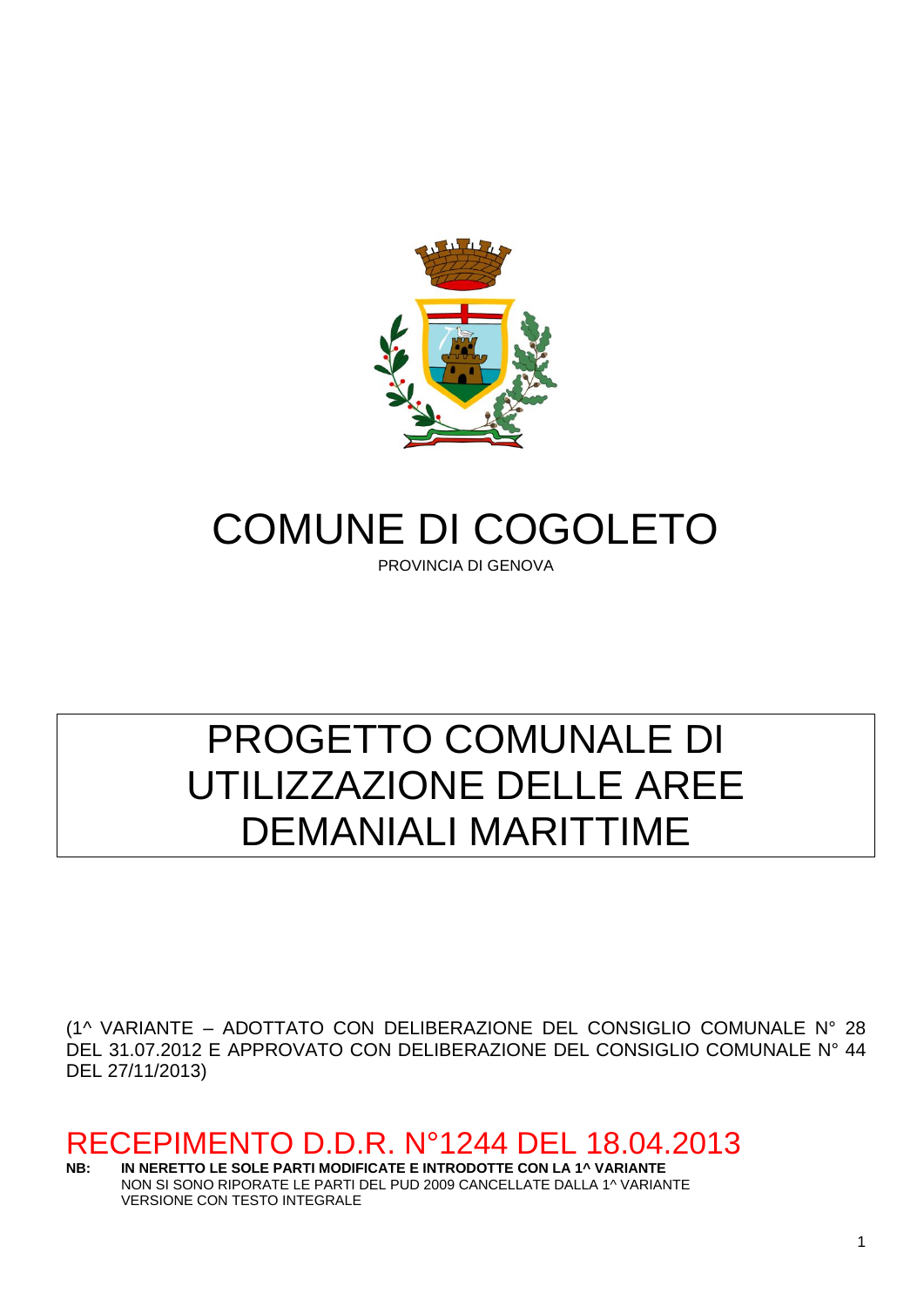# COMUNE DI COGOLETO

PROVINCIA DI GENOVA

# PROGETTO COMUNALE DI UTILIZZAZIONE DELLE AREE DEMANIALI MARITTIME

(1^ VARIANTE – ADOTTATO CON DELIBERAZIONE DEL CONSIGLIO COMUNALE N° 28 DEL 31.07.2012 E APPROVATO CON DELIBERAZIONE DEL CONSIGLIO COMUNALE N° 44 DEL 27/11/2013)

## RECEPIMENTO D.D.R. N°1244 DEL 18.04.2013

**NB:** **IN NERETTO LE SOLE PARTI MODIFICATE E INTRODOTTE CON LA 1^ VARIANTE**
NON SI SONO RIPORTATE LE PARTI DEL PUD 2009 CANCELLATE DALLA 1^ VARIANTE
VERSIONE CON TESTO INTEGRALE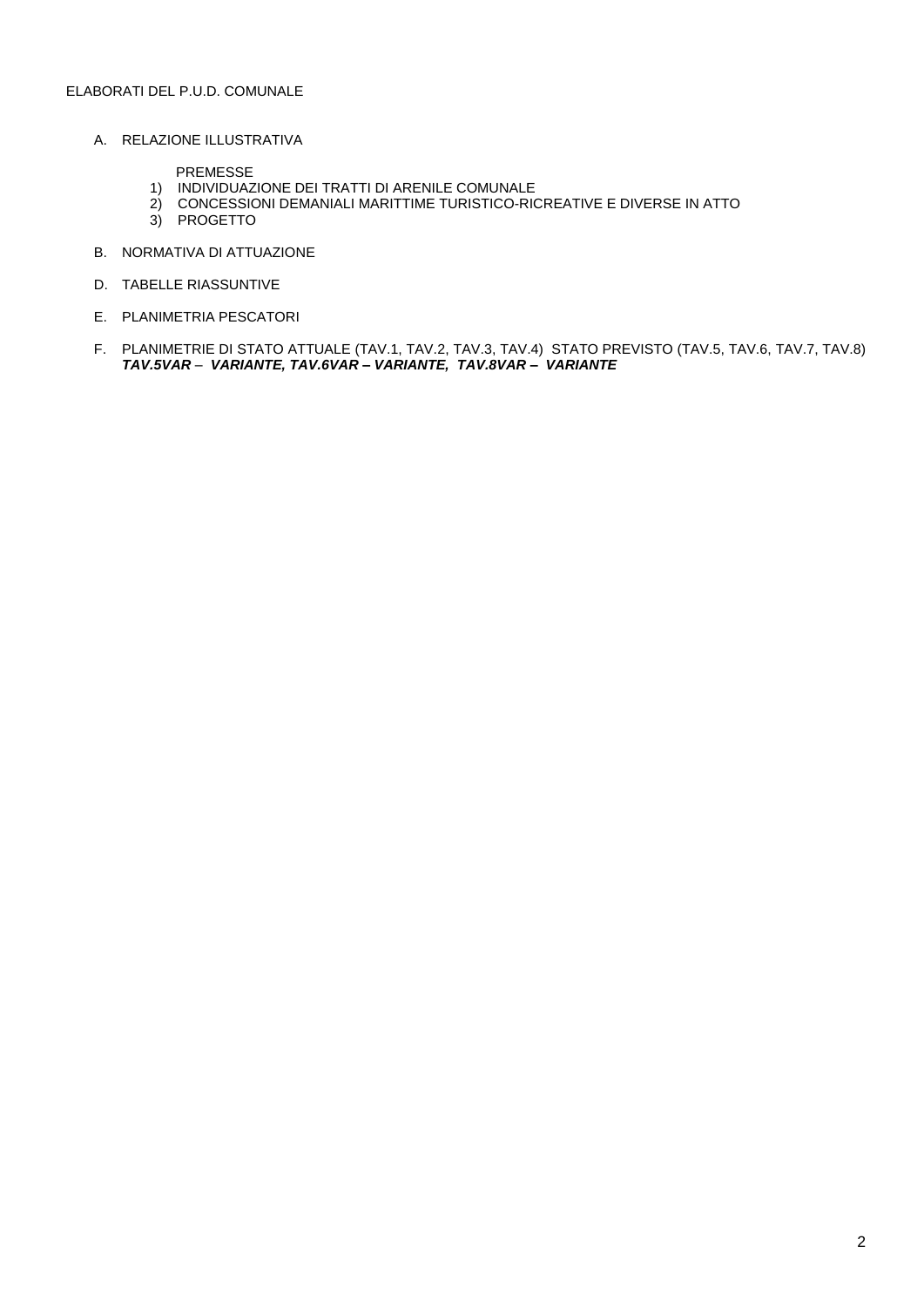ELABORATI DEL P.U.D. COMUNALE

A. RELAZIONE ILLUSTRATIVA

   PREMESSE
   1) INDIVIDUAZIONE DEI TRATTI DI ARENILE COMUNALE
   2) CONCESSIONI DEMANIALI MARITTIME TURISTICO-RICREATIVE E DIVERSE IN ATTO
   3) PROGETTO

B. NORMATIVA DI ATTUAZIONE

D. TABELLE RIASSUNTIVE

E. PLANIMETRIA PESCATORI

F. PLANIMETRIE DI STATO ATTUALE (TAV.1, TAV.2, TAV.3, TAV.4) STATO PREVISTO (TAV.5, TAV.6, TAV.7, TAV.8) ***TAV.5VAR – VARIANTE, TAV.6VAR – VARIANTE, TAV.8VAR – VARIANTE***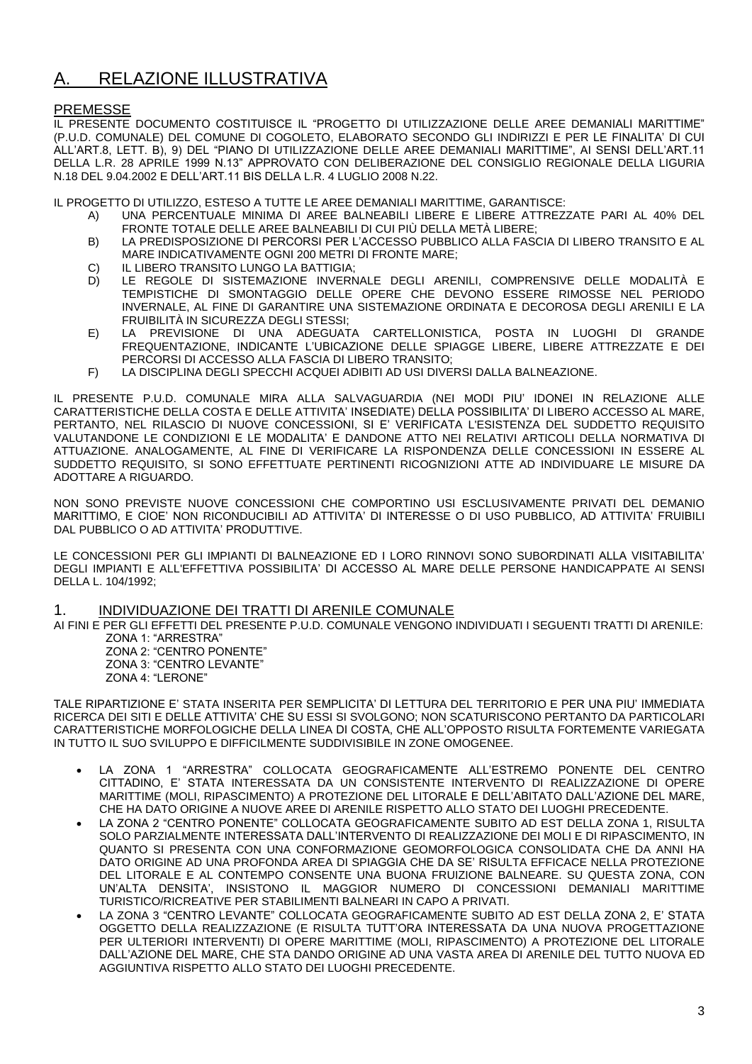# A. RELAZIONE ILLUSTRATIVA

## PREMESSE

IL PRESENTE DOCUMENTO COSTITUISCE IL "PROGETTO DI UTILIZZAZIONE DELLE AREE DEMANIALI MARITTIME" (P.U.D. COMUNALE) DEL COMUNE DI COGOLETO, ELABORATO SECONDO GLI INDIRIZZI E PER LE FINALITA' DI CUI ALL'ART.8, LETT. B), 9) DEL "PIANO DI UTILIZZAZIONE DELLE AREE DEMANIALI MARITTIME", AI SENSI DELL'ART.11 DELLA L.R. 28 APRILE 1999 N.13" APPROVATO CON DELIBERAZIONE DEL CONSIGLIO REGIONALE DELLA LIGURIA N.18 DEL 9.04.2002 E DELL'ART.11 BIS DELLA L.R. 4 LUGLIO 2008 N.22.

IL PROGETTO DI UTILIZZO, ESTESO A TUTTE LE AREE DEMANIALI MARITTIME, GARANTISCE:

A) UNA PERCENTUALE MINIMA DI AREE BALNEABILI LIBERE E LIBERE ATTREZZATE PARI AL 40% DEL FRONTE TOTALE DELLE AREE BALNEABILI DI CUI PIÙ DELLA METÀ LIBERE;
B) LA PREDISPOSIZIONE DI PERCORSI PER L'ACCESSO PUBBLICO ALLA FASCIA DI LIBERO TRANSITO E AL MARE INDICATIVAMENTE OGNI 200 METRI DI FRONTE MARE;
C) IL LIBERO TRANSITO LUNGO LA BATTIGIA;
D) LE REGOLE DI SISTEMAZIONE INVERNALE DEGLI ARENILI, COMPRENSIVE DELLE MODALITÀ E TEMPISTICHE DI SMONTAGGIO DELLE OPERE CHE DEVONO ESSERE RIMOSSE NEL PERIODO INVERNALE, AL FINE DI GARANTIRE UNA SISTEMAZIONE ORDINATA E DECOROSA DEGLI ARENILI E LA FRUIBILITÀ IN SICUREZZA DEGLI STESSI;
E) LA PREVISIONE DI UNA ADEGUATA CARTELLONISTICA, POSTA IN LUOGHI DI GRANDE FREQUENTAZIONE, INDICANTE L'UBICAZIONE DELLE SPIAGGE LIBERE, LIBERE ATTREZZATE E DEI PERCORSI DI ACCESSO ALLA FASCIA DI LIBERO TRANSITO;
F) LA DISCIPLINA DEGLI SPECCHI ACQUEI ADIBITI AD USI DIVERSI DALLA BALNEAZIONE.

IL PRESENTE P.U.D. COMUNALE MIRA ALLA SALVAGUARDIA (NEI MODI PIU' IDONEI IN RELAZIONE ALLE CARATTERISTICHE DELLA COSTA E DELLE ATTIVITA' INSEDIATE) DELLA POSSIBILITA' DI LIBERO ACCESSO AL MARE, PERTANTO, NEL RILASCIO DI NUOVE CONCESSIONI, SI E' VERIFICATA L'ESISTENZA DEL SUDDETTO REQUISITO VALUTANDONE LE CONDIZIONI E LE MODALITA' E DANDONE ATTO NEI RELATIVI ARTICOLI DELLA NORMATIVA DI ATTUAZIONE. ANALOGAMENTE, AL FINE DI VERIFICARE LA RISPONDENZA DELLE CONCESSIONI IN ESSERE AL SUDDETTO REQUISITO, SI SONO EFFETTUATE PERTINENTI RICOGNIZIONI ATTE AD INDIVIDUARE LE MISURE DA ADOTTARE A RIGUARDO.

NON SONO PREVISTE NUOVE CONCESSIONI CHE COMPORTINO USI ESCLUSIVAMENTE PRIVATI DEL DEMANIO MARITTIMO, E CIOE' NON RICONDUCIBILI AD ATTIVITA' DI INTERESSE O DI USO PUBBLICO, AD ATTIVITA' FRUIBILI DAL PUBBLICO O AD ATTIVITA' PRODUTTIVE.

LE CONCESSIONI PER GLI IMPIANTI DI BALNEAZIONE ED I LORO RINNOVI SONO SUBORDINATI ALLA VISITABILITA' DEGLI IMPIANTI E ALL'EFFETTIVA POSSIBILITA' DI ACCESSO AL MARE DELLE PERSONE HANDICAPPATE AI SENSI DELLA L. 104/1992;

## 1. INDIVIDUAZIONE DEI TRATTI DI ARENILE COMUNALE

AI FINI E PER GLI EFFETTI DEL PRESENTE P.U.D. COMUNALE VENGONO INDIVIDUATI I SEGUENTI TRATTI DI ARENILE:

ZONA 1: "ARRESTRA"
ZONA 2: "CENTRO PONENTE"
ZONA 3: "CENTRO LEVANTE"
ZONA 4: "LERONE"

TALE RIPARTIZIONE E' STATA INSERITA PER SEMPLICITA' DI LETTURA DEL TERRITORIO E PER UNA PIU' IMMEDIATA RICERCA DEI SITI E DELLE ATTIVITA' CHE SU ESSI SI SVOLGONO; NON SCATURISCONO PERTANTO DA PARTICOLARI CARATTERISTICHE MORFOLOGICHE DELLA LINEA DI COSTA, CHE ALL'OPPOSTO RISULTA FORTEMENTE VARIEGATA IN TUTTO IL SUO SVILUPPO E DIFFICILMENTE SUDDIVISIBILE IN ZONE OMOGENEE.

- LA ZONA 1 "ARRESTRA" COLLOCATA GEOGRAFICAMENTE ALL'ESTREMO PONENTE DEL CENTRO CITTADINO, E' STATA INTERESSATA DA UN CONSISTENTE INTERVENTO DI REALIZZAZIONE DI OPERE MARITTIME (MOLI, RIPASCIMENTO) A PROTEZIONE DEL LITORALE E DELL'ABITATO DALL'AZIONE DEL MARE, CHE HA DATO ORIGINE A NUOVE AREE DI ARENILE RISPETTO ALLO STATO DEI LUOGHI PRECEDENTE.
- LA ZONA 2 "CENTRO PONENTE" COLLOCATA GEOGRAFICAMENTE SUBITO AD EST DELLA ZONA 1, RISULTA SOLO PARZIALMENTE INTERESSATA DALL'INTERVENTO DI REALIZZAZIONE DEI MOLI E DI RIPASCIMENTO, IN QUANTO SI PRESENTA CON UNA CONFORMAZIONE GEOMORFOLOGICA CONSOLIDATA CHE DA ANNI HA DATO ORIGINE AD UNA PROFONDA AREA DI SPIAGGIA CHE DA SE' RISULTA EFFICACE NELLA PROTEZIONE DEL LITORALE E AL CONTEMPO CONSENTE UNA BUONA FRUIZIONE BALNEARE. SU QUESTA ZONA, CON UN'ALTA DENSITA', INSISTONO IL MAGGIOR NUMERO DI CONCESSIONI DEMANIALI MARITTIME TURISTICO/RICREATIVE PER STABILIMENTI BALNEARI IN CAPO A PRIVATI.
- LA ZONA 3 "CENTRO LEVANTE" COLLOCATA GEOGRAFICAMENTE SUBITO AD EST DELLA ZONA 2, E' STATA OGGETTO DELLA REALIZZAZIONE (E RISULTA TUTT'ORA INTERESSATA DA UNA NUOVA PROGETTAZIONE PER ULTERIORI INTERVENTI) DI OPERE MARITTIME (MOLI, RIPASCIMENTO) A PROTEZIONE DEL LITORALE DALL'AZIONE DEL MARE, CHE STA DANDO ORIGINE AD UNA VASTA AREA DI ARENILE DEL TUTTO NUOVA ED AGGIUNTIVA RISPETTO ALLO STATO DEI LUOGHI PRECEDENTE.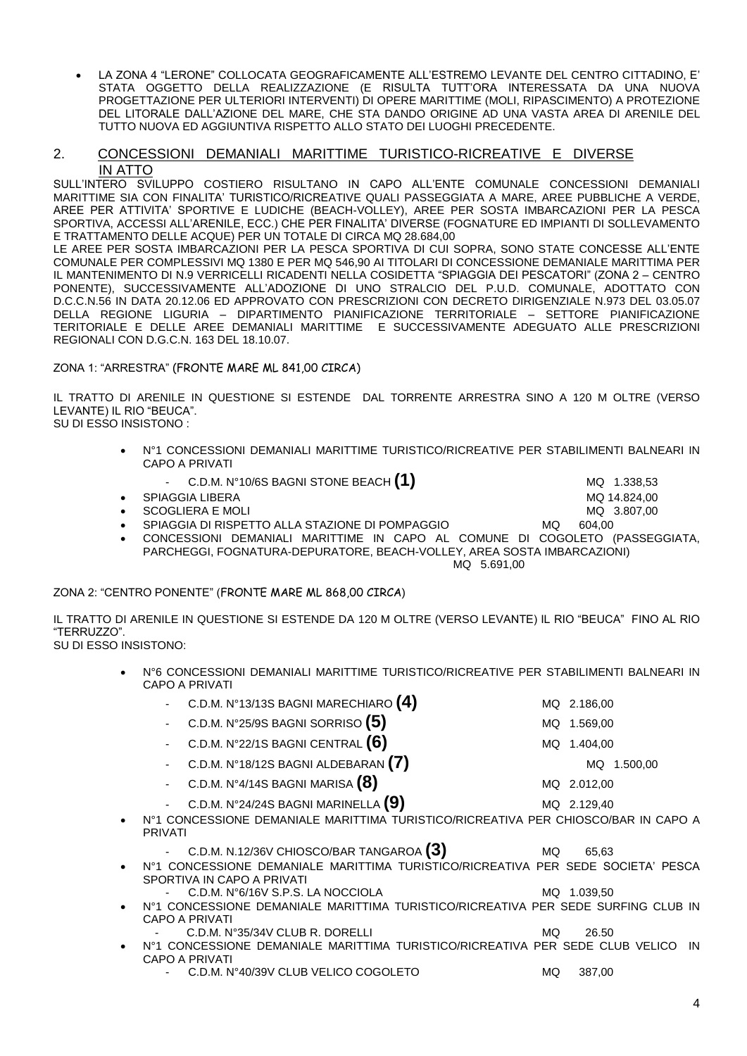- LA ZONA 4 "LERONE" COLLOCATA GEOGRAFICAMENTE ALL'ESTREMO LEVANTE DEL CENTRO CITTADINO, E' STATA OGGETTO DELLA REALIZZAZIONE (E RISULTA TUTT'ORA INTERESSATA DA UNA NUOVA PROGETTAZIONE PER ULTERIORI INTERVENTI) DI OPERE MARITTIME (MOLI, RIPASCIMENTO) A PROTEZIONE DEL LITORALE DALL'AZIONE DEL MARE, CHE STA DANDO ORIGINE AD UNA VASTA AREA DI ARENILE DEL TUTTO NUOVA ED AGGIUNTIVA RISPETTO ALLO STATO DEI LUOGHI PRECEDENTE.

## 2. CONCESSIONI DEMANIALI MARITTIME TURISTICO-RICREATIVE E DIVERSE IN ATTO

SULL'INTERO SVILUPPO COSTIERO RISULTANO IN CAPO ALL'ENTE COMUNALE CONCESSIONI DEMANIALI MARITTIME SIA CON FINALITA' TURISTICO/RICREATIVE QUALI PASSEGGIATA A MARE, AREE PUBBLICHE A VERDE, AREE PER ATTIVITA' SPORTIVE E LUDICHE (BEACH-VOLLEY), AREE PER SOSTA IMBARCAZIONI PER LA PESCA SPORTIVA, ACCESSI ALL'ARENILE, ECC.) CHE PER FINALITA' DIVERSE (FOGNATURE ED IMPIANTI DI SOLLEVAMENTO E TRATTAMENTO DELLE ACQUE) PER UN TOTALE DI CIRCA MQ 28.684,00

LE AREE PER SOSTA IMBARCAZIONI PER LA PESCA SPORTIVA DI CUI SOPRA, SONO STATE CONCESSE ALL'ENTE COMUNALE PER COMPLESSIVI MQ 1380 E PER MQ 546,90 AI TITOLARI DI CONCESSIONE DEMANIALE MARITTIMA PER IL MANTENIMENTO DI N.9 VERRICELLI RICADENTI NELLA COSIDETTA "SPIAGGIA DEI PESCATORI" (ZONA 2 – CENTRO PONENTE), SUCCESSIVAMENTE ALL'ADOZIONE DI UNO STRALCIO DEL P.U.D. COMUNALE, ADOTTATO CON D.C.C.N.56 IN DATA 20.12.06 ED APPROVATO CON PRESCRIZIONI CON DECRETO DIRIGENZIALE N.973 DEL 03.05.07 DELLA REGIONE LIGURIA – DIPARTIMENTO PIANIFICAZIONE TERRITORIALE – SETTORE PIANIFICAZIONE TERITORIALE E DELLE AREE DEMANIALI MARITTIME E SUCCESSIVAMENTE ADEGUATO ALLE PRESCRIZIONI REGIONALI CON D.G.C.N. 163 DEL 18.10.07.

ZONA 1: "ARRESTRA" (FRONTE MARE ML 841,00 CIRCA)

IL TRATTO DI ARENILE IN QUESTIONE SI ESTENDE DAL TORRENTE ARRESTRA SINO A 120 M OLTRE (VERSO LEVANTE) IL RIO "BEUCA".
SU DI ESSO INSISTONO :

- N°1 CONCESSIONI DEMANIALI MARITTIME TURISTICO/RICREATIVE PER STABILIMENTI BALNEARI IN CAPO A PRIVATI
  - C.D.M. N°10/6S BAGNI STONE BEACH **(1)** MQ 1.338,53
- SPIAGGIA LIBERA MQ 14.824,00
- SCOGLIERA E MOLI MQ 3.807,00
- SPIAGGIA DI RISPETTO ALLA STAZIONE DI POMPAGGIO MQ 604,00
- CONCESSIONI DEMANIALI MARITTIME IN CAPO AL COMUNE DI COGOLETO (PASSEGGIATA, PARCHEGGI, FOGNATURA-DEPURATORE, BEACH-VOLLEY, AREA SOSTA IMBARCAZIONI) MQ 5.691,00

ZONA 2: "CENTRO PONENTE" (FRONTE MARE ML 868,00 CIRCA)

IL TRATTO DI ARENILE IN QUESTIONE SI ESTENDE DA 120 M OLTRE (VERSO LEVANTE) IL RIO "BEUCA" FINO AL RIO "TERRUZZO".
SU DI ESSO INSISTONO:

- N°6 CONCESSIONI DEMANIALI MARITTIME TURISTICO/RICREATIVE PER STABILIMENTI BALNEARI IN CAPO A PRIVATI
  - C.D.M. N°13/13S BAGNI MARECHIARO **(4)** MQ 2.186,00
  - C.D.M. N°25/9S BAGNI SORRISO **(5)** MQ 1.569,00
  - C.D.M. N°22/1S BAGNI CENTRAL **(6)** MQ 1.404,00
  - C.D.M. N°18/12S BAGNI ALDEBARAN **(7)** MQ 1.500,00
  - C.D.M. N°4/14S BAGNI MARISA **(8)** MQ 2.012,00
  - C.D.M. N°24/24S BAGNI MARINELLA **(9)** MQ 2.129,40
- N°1 CONCESSIONE DEMANIALE MARITTIMA TURISTICO/RICREATIVA PER CHIOSCO/BAR IN CAPO A PRIVATI
  - C.D.M. N.12/36V CHIOSCO/BAR TANGAROA **(3)** MQ 65,63
- N°1 CONCESSIONE DEMANIALE MARITTIMA TURISTICO/RICREATIVA PER SEDE SOCIETA' PESCA SPORTIVA IN CAPO A PRIVATI
  - C.D.M. N°6/16V S.P.S. LA NOCCIOLA MQ 1.039,50
- N°1 CONCESSIONE DEMANIALE MARITTIMA TURISTICO/RICREATIVA PER SEDE SURFING CLUB IN CAPO A PRIVATI
  - C.D.M. N°35/34V CLUB R. DORELLI MQ 26.50
- N°1 CONCESSIONE DEMANIALE MARITTIMA TURISTICO/RICREATIVA PER SEDE CLUB VELICO IN CAPO A PRIVATI
  - C.D.M. N°40/39V CLUB VELICO COGOLETO MQ 387,00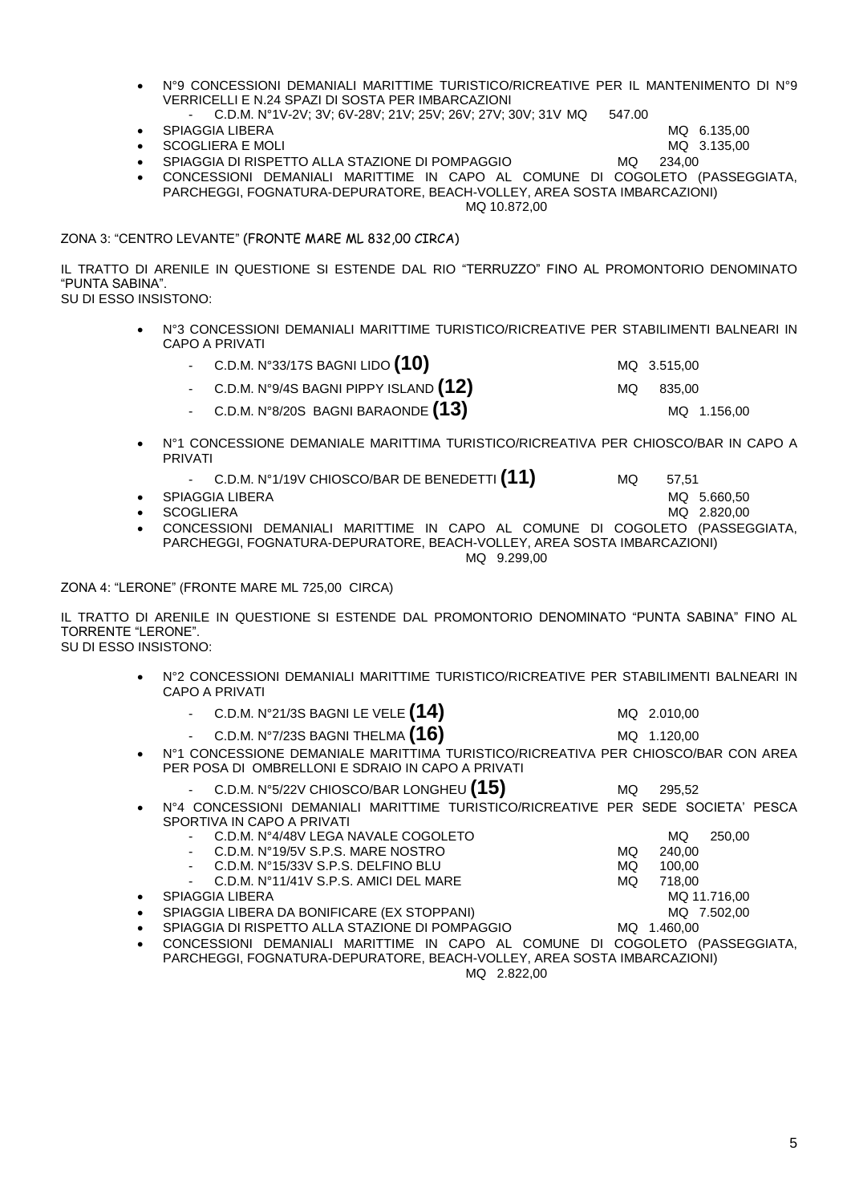- N°9 CONCESSIONI DEMANIALI MARITTIME TURISTICO/RICREATIVE PER IL MANTENIMENTO DI N°9 VERRICELLI E N.24 SPAZI DI SOSTA PER IMBARCAZIONI
  - C.D.M. N°1V-2V; 3V; 6V-28V; 21V; 25V; 26V; 27V; 30V; 31V MQ 547.00
- SPIAGGIA LIBERA MQ 6.135,00
- SCOGLIERA E MOLI MQ 3.135,00
- SPIAGGIA DI RISPETTO ALLA STAZIONE DI POMPAGGIO MQ 234,00
- CONCESSIONI DEMANIALI MARITTIME IN CAPO AL COMUNE DI COGOLETO (PASSEGGIATA, PARCHEGGI, FOGNATURA-DEPURATORE, BEACH-VOLLEY, AREA SOSTA IMBARCAZIONI) MQ 10.872,00

ZONA 3: "CENTRO LEVANTE" (FRONTE MARE ML 832,00 CIRCA)

IL TRATTO DI ARENILE IN QUESTIONE SI ESTENDE DAL RIO "TERRUZZO" FINO AL PROMONTORIO DENOMINATO "PUNTA SABINA".
SU DI ESSO INSISTONO:

- N°3 CONCESSIONI DEMANIALI MARITTIME TURISTICO/RICREATIVE PER STABILIMENTI BALNEARI IN CAPO A PRIVATI
  - C.D.M. N°33/17S BAGNI LIDO **(10)** MQ 3.515,00
  - C.D.M. N°9/4S BAGNI PIPPY ISLAND **(12)** MQ 835,00
  - C.D.M. N°8/20S BAGNI BARAONDE **(13)** MQ 1.156,00
- N°1 CONCESSIONE DEMANIALE MARITTIMA TURISTICO/RICREATIVA PER CHIOSCO/BAR IN CAPO A PRIVATI
  - C.D.M. N°1/19V CHIOSCO/BAR DE BENEDETTI **(11)** MQ 57,51
- SPIAGGIA LIBERA MQ 5.660,50
- SCOGLIERA MQ 2.820,00
- CONCESSIONI DEMANIALI MARITTIME IN CAPO AL COMUNE DI COGOLETO (PASSEGGIATA, PARCHEGGI, FOGNATURA-DEPURATORE, BEACH-VOLLEY, AREA SOSTA IMBARCAZIONI) MQ 9.299,00

ZONA 4: "LERONE" (FRONTE MARE ML 725,00 CIRCA)

IL TRATTO DI ARENILE IN QUESTIONE SI ESTENDE DAL PROMONTORIO DENOMINATO "PUNTA SABINA" FINO AL TORRENTE "LERONE".
SU DI ESSO INSISTONO:

- N°2 CONCESSIONI DEMANIALI MARITTIME TURISTICO/RICREATIVE PER STABILIMENTI BALNEARI IN CAPO A PRIVATI
  - C.D.M. N°21/3S BAGNI LE VELE **(14)** MQ 2.010,00
  - C.D.M. N°7/23S BAGNI THELMA **(16)** MQ 1.120,00
- N°1 CONCESSIONE DEMANIALE MARITTIMA TURISTICO/RICREATIVA PER CHIOSCO/BAR CON AREA PER POSA DI OMBRELLONI E SDRAIO IN CAPO A PRIVATI
  - C.D.M. N°5/22V CHIOSCO/BAR LONGHEU **(15)** MQ 295,52
- N°4 CONCESSIONI DEMANIALI MARITTIME TURISTICO/RICREATIVE PER SEDE SOCIETA' PESCA SPORTIVA IN CAPO A PRIVATI
  - C.D.M. N°4/48V LEGA NAVALE COGOLETO MQ 250,00
  - C.D.M. N°19/5V S.P.S. MARE NOSTRO MQ 240,00
  - C.D.M. N°15/33V S.P.S. DELFINO BLU MQ 100,00
  - C.D.M. N°11/41V S.P.S. AMICI DEL MARE MQ 718,00
- SPIAGGIA LIBERA MQ 11.716,00
- SPIAGGIA LIBERA DA BONIFICARE (EX STOPPANI) MQ 7.502,00
- SPIAGGIA DI RISPETTO ALLA STAZIONE DI POMPAGGIO MQ 1.460,00
- CONCESSIONI DEMANIALI MARITTIME IN CAPO AL COMUNE DI COGOLETO (PASSEGGIATA, PARCHEGGI, FOGNATURA-DEPURATORE, BEACH-VOLLEY, AREA SOSTA IMBARCAZIONI) MQ 2.822,00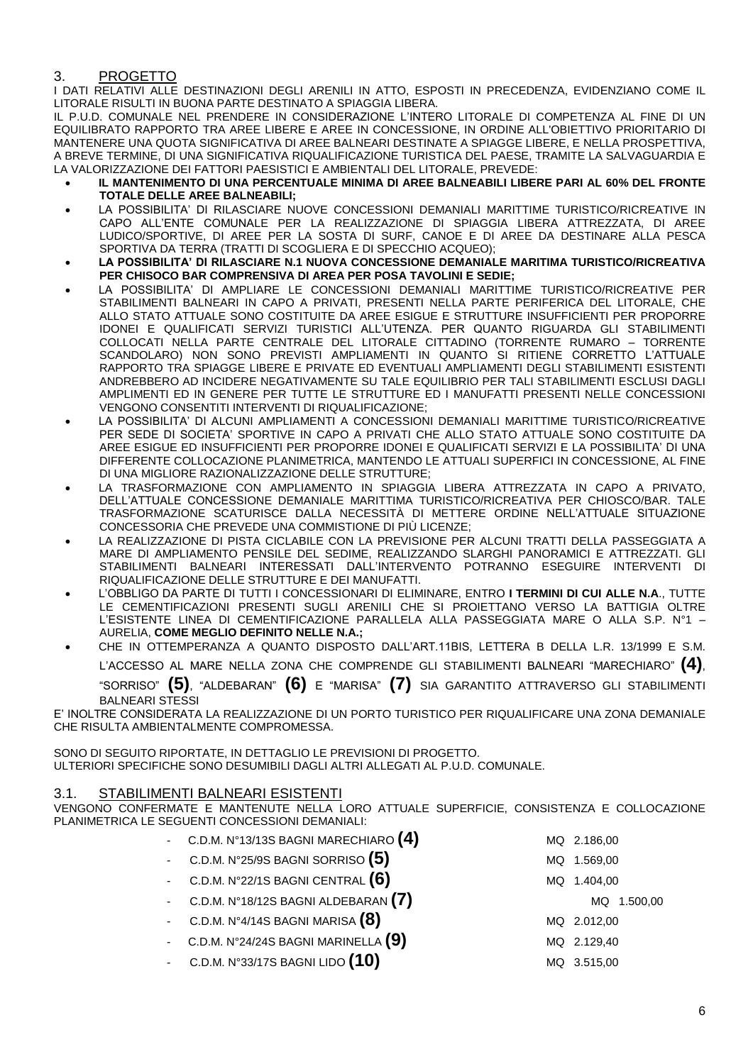## 3. PROGETTO

I DATI RELATIVI ALLE DESTINAZIONI DEGLI ARENILI IN ATTO, ESPOSTI IN PRECEDENZA, EVIDENZIANO COME IL LITORALE RISULTI IN BUONA PARTE DESTINATO A SPIAGGIA LIBERA.

IL P.U.D. COMUNALE NEL PRENDERE IN CONSIDERAZIONE L'INTERO LITORALE DI COMPETENZA AL FINE DI UN EQUILIBRATO RAPPORTO TRA AREE LIBERE E AREE IN CONCESSIONE, IN ORDINE ALL'OBIETTIVO PRIORITARIO DI MANTENERE UNA QUOTA SIGNIFICATIVA DI AREE BALNEARI DESTINATE A SPIAGGE LIBERE, E NELLA PROSPETTIVA, A BREVE TERMINE, DI UNA SIGNIFICATIVA RIQUALIFICAZIONE TURISTICA DEL PAESE, TRAMITE LA SALVAGUARDIA E LA VALORIZZAZIONE DEI FATTORI PAESISTICI E AMBIENTALI DEL LITORALE, PREVEDE:

- **IL MANTENIMENTO DI UNA PERCENTUALE MINIMA DI AREE BALNEABILI LIBERE PARI AL 60% DEL FRONTE TOTALE DELLE AREE BALNEABILI;**
- LA POSSIBILITA' DI RILASCIARE NUOVE CONCESSIONI DEMANIALI MARITTIME TURISTICO/RICREATIVE IN CAPO ALL'ENTE COMUNALE PER LA REALIZZAZIONE DI SPIAGGIA LIBERA ATTREZZATA, DI AREE LUDICO/SPORTIVE, DI AREE PER LA SOSTA DI SURF, CANOE E DI AREE DA DESTINARE ALLA PESCA SPORTIVA DA TERRA (TRATTI DI SCOGLIERA E DI SPECCHIO ACQUEO);
- **LA POSSIBILITA' DI RILASCIARE N.1 NUOVA CONCESSIONE DEMANIALE MARITIMA TURISTICO/RICREATIVA PER CHISOCO BAR COMPRENSIVA DI AREA PER POSA TAVOLINI E SEDIE;**
- LA POSSIBILITA' DI AMPLIARE LE CONCESSIONI DEMANIALI MARITTIME TURISTICO/RICREATIVE PER STABILIMENTI BALNEARI IN CAPO A PRIVATI, PRESENTI NELLA PARTE PERIFERICA DEL LITORALE, CHE ALLO STATO ATTUALE SONO COSTITUITE DA AREE ESIGUE E STRUTTURE INSUFFICIENTI PER PROPORRE IDONEI E QUALIFICATI SERVIZI TURISTICI ALL'UTENZA. PER QUANTO RIGUARDA GLI STABILIMENTI COLLOCATI NELLA PARTE CENTRALE DEL LITORALE CITTADINO (TORRENTE RUMARO – TORRENTE SCANDOLARO) NON SONO PREVISTI AMPLIAMENTI IN QUANTO SI RITIENE CORRETTO L'ATTUALE RAPPORTO TRA SPIAGGE LIBERE E PRIVATE ED EVENTUALI AMPLIAMENTI DEGLI STABILIMENTI ESISTENTI ANDREBBERO AD INCIDERE NEGATIVAMENTE SU TALE EQUILIBRIO PER TALI STABILIMENTI ESCLUSI DAGLI AMPLIMENTI ED IN GENERE PER TUTTE LE STRUTTURE ED I MANUFATTI PRESENTI NELLE CONCESSIONI VENGONO CONSENTITI INTERVENTI DI RIQUALIFICAZIONE;
- LA POSSIBILITA' DI ALCUNI AMPLIAMENTI A CONCESSIONI DEMANIALI MARITTIME TURISTICO/RICREATIVE PER SEDE DI SOCIETA' SPORTIVE IN CAPO A PRIVATI CHE ALLO STATO ATTUALE SONO COSTITUITE DA AREE ESIGUE ED INSUFFICIENTI PER PROPORRE IDONEI E QUALIFICATI SERVIZI E LA POSSIBILITA' DI UNA DIFFERENTE COLLOCAZIONE PLANIMETRICA, MANTENDO LE ATTUALI SUPERFICI IN CONCESSIONE, AL FINE DI UNA MIGLIORE RAZIONALIZZAZIONE DELLE STRUTTURE;
- LA TRASFORMAZIONE CON AMPLIAMENTO IN SPIAGGIA LIBERA ATTREZZATA IN CAPO A PRIVATO, DELL'ATTUALE CONCESSIONE DEMANIALE MARITTIMA TURISTICO/RICREATIVA PER CHIOSCO/BAR. TALE TRASFORMAZIONE SCATURISCE DALLA NECESSITÀ DI METTERE ORDINE NELL'ATTUALE SITUAZIONE CONCESSORIA CHE PREVEDE UNA COMMISTIONE DI PIÙ LICENZE;
- LA REALIZZAZIONE DI PISTA CICLABILE CON LA PREVISIONE PER ALCUNI TRATTI DELLA PASSEGGIATA A MARE DI AMPLIAMENTO PENSILE DEL SEDIME, REALIZZANDO SLARGHI PANORAMICI E ATTREZZATI. GLI STABILIMENTI BALNEARI INTERESSATI DALL'INTERVENTO POTRANNO ESEGUIRE INTERVENTI DI RIQUALIFICAZIONE DELLE STRUTTURE E DEI MANUFATTI.
- L'OBBLIGO DA PARTE DI TUTTI I CONCESSIONARI DI ELIMINARE, ENTRO **I TERMINI DI CUI ALLE N.A**., TUTTE LE CEMENTIFICAZIONI PRESENTI SUGLI ARENILI CHE SI PROIETTANO VERSO LA BATTIGIA OLTRE L'ESISTENTE LINEA DI CEMENTIFICAZIONE PARALLELA ALLA PASSEGGIATA MARE O ALLA S.P. N°1 – AURELIA, **COME MEGLIO DEFINITO NELLE N.A.;**
- CHE IN OTTEMPERANZA A QUANTO DISPOSTO DALL'ART.11BIS, LETTERA B DELLA L.R. 13/1999 E S.M. L'ACCESSO AL MARE NELLA ZONA CHE COMPRENDE GLI STABILIMENTI BALNEARI "MARECHIARO" **(4)**, "SORRISO" **(5)**, "ALDEBARAN" **(6)** E "MARISA" **(7)** SIA GARANTITO ATTRAVERSO GLI STABILIMENTI BALNEARI STESSI

E' INOLTRE CONSIDERATA LA REALIZZAZIONE DI UN PORTO TURISTICO PER RIQUALIFICARE UNA ZONA DEMANIALE CHE RISULTA AMBIENTALMENTE COMPROMESSA.

SONO DI SEGUITO RIPORTATE, IN DETTAGLIO LE PREVISIONI DI PROGETTO.
ULTERIORI SPECIFICHE SONO DESUMIBILI DAGLI ALTRI ALLEGATI AL P.U.D. COMUNALE.

### 3.1. STABILIMENTI BALNEARI ESISTENTI

VENGONO CONFERMATE E MANTENUTE NELLA LORO ATTUALE SUPERFICIE, CONSISTENZA E COLLOCAZIONE PLANIMETRICA LE SEGUENTI CONCESSIONI DEMANIALI:

| | |
|---|---|
| - C.D.M. N°13/13S BAGNI MARECHIARO **(4)** | MQ 2.186,00 |
| - C.D.M. N°25/9S BAGNI SORRISO **(5)** | MQ 1.569,00 |
| - C.D.M. N°22/1S BAGNI CENTRAL **(6)** | MQ 1.404,00 |
| - C.D.M. N°18/12S BAGNI ALDEBARAN **(7)** | MQ 1.500,00 |
| - C.D.M. N°4/14S BAGNI MARISA **(8)** | MQ 2.012,00 |
| - C.D.M. N°24/24S BAGNI MARINELLA **(9)** | MQ 2.129,40 |
| - C.D.M. N°33/17S BAGNI LIDO **(10)** | MQ 3.515,00 |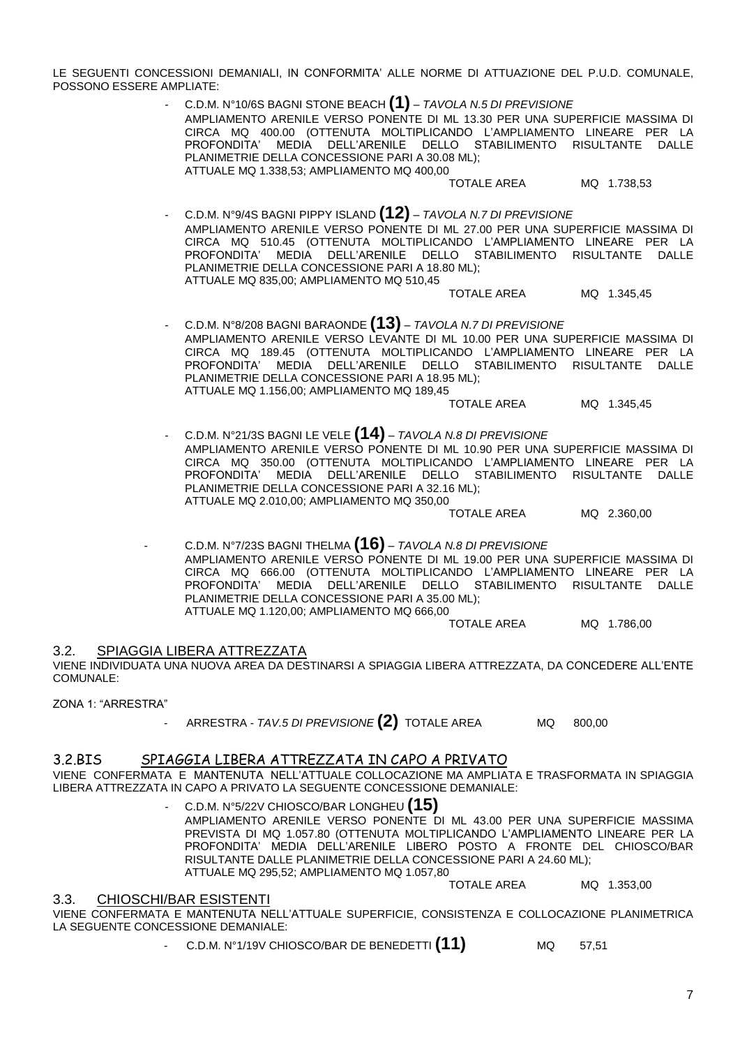LE SEGUENTI CONCESSIONI DEMANIALI, IN CONFORMITA' ALLE NORME DI ATTUAZIONE DEL P.U.D. COMUNALE, POSSONO ESSERE AMPLIATE:

- C.D.M. N°10/6S BAGNI STONE BEACH **(1)** – *TAVOLA N.5 DI PREVISIONE*
  AMPLIAMENTO ARENILE VERSO PONENTE DI ML 13.30 PER UNA SUPERFICIE MASSIMA DI CIRCA MQ 400.00 (OTTENUTA MOLTIPLICANDO L'AMPLIAMENTO LINEARE PER LA PROFONDITA' MEDIA DELL'ARENILE DELLO STABILIMENTO RISULTANTE DALLE PLANIMETRIE DELLA CONCESSIONE PARI A 30.08 ML);
  ATTUALE MQ 1.338,53; AMPLIAMENTO MQ 400,00
  TOTALE AREA MQ 1.738,53

- C.D.M. N°9/4S BAGNI PIPPY ISLAND **(12)** – *TAVOLA N.7 DI PREVISIONE*
  AMPLIAMENTO ARENILE VERSO PONENTE DI ML 27.00 PER UNA SUPERFICIE MASSIMA DI CIRCA MQ 510.45 (OTTENUTA MOLTIPLICANDO L'AMPLIAMENTO LINEARE PER LA PROFONDITA' MEDIA DELL'ARENILE DELLO STABILIMENTO RISULTANTE DALLE PLANIMETRIE DELLA CONCESSIONE PARI A 18.80 ML);
  ATTUALE MQ 835,00; AMPLIAMENTO MQ 510,45
  TOTALE AREA MQ 1.345,45

- C.D.M. N°8/208 BAGNI BARAONDE **(13)** – *TAVOLA N.7 DI PREVISIONE*
  AMPLIAMENTO ARENILE VERSO LEVANTE DI ML 10.00 PER UNA SUPERFICIE MASSIMA DI CIRCA MQ 189.45 (OTTENUTA MOLTIPLICANDO L'AMPLIAMENTO LINEARE PER LA PROFONDITA' MEDIA DELL'ARENILE DELLO STABILIMENTO RISULTANTE DALLE PLANIMETRIE DELLA CONCESSIONE PARI A 18.95 ML);
  ATTUALE MQ 1.156,00; AMPLIAMENTO MQ 189,45
  TOTALE AREA MQ 1.345,45

- C.D.M. N°21/3S BAGNI LE VELE **(14)** – *TAVOLA N.8 DI PREVISIONE*
  AMPLIAMENTO ARENILE VERSO PONENTE DI ML 10.90 PER UNA SUPERFICIE MASSIMA DI CIRCA MQ 350.00 (OTTENUTA MOLTIPLICANDO L'AMPLIAMENTO LINEARE PER LA PROFONDITA' MEDIA DELL'ARENILE DELLO STABILIMENTO RISULTANTE DALLE PLANIMETRIE DELLA CONCESSIONE PARI A 32.16 ML);
  ATTUALE MQ 2.010,00; AMPLIAMENTO MQ 350,00
  TOTALE AREA MQ 2.360,00

- C.D.M. N°7/23S BAGNI THELMA **(16)** – *TAVOLA N.8 DI PREVISIONE*
  AMPLIAMENTO ARENILE VERSO PONENTE DI ML 19.00 PER UNA SUPERFICIE MASSIMA DI CIRCA MQ 666.00 (OTTENUTA MOLTIPLICANDO L'AMPLIAMENTO LINEARE PER LA PROFONDITA' MEDIA DELL'ARENILE DELLO STABILIMENTO RISULTANTE DALLE PLANIMETRIE DELLA CONCESSIONE PARI A 35.00 ML);
  ATTUALE MQ 1.120,00; AMPLIAMENTO MQ 666,00
  TOTALE AREA MQ 1.786,00

## 3.2. SPIAGGIA LIBERA ATTREZZATA

VIENE INDIVIDUATA UNA NUOVA AREA DA DESTINARSI A SPIAGGIA LIBERA ATTREZZATA, DA CONCEDERE ALL'ENTE COMUNALE:

ZONA 1: "ARRESTRA"

- ARRESTRA - *TAV.5 DI PREVISIONE* **(2)** TOTALE AREA MQ 800,00

## 3.2.BIS SPIAGGIA LIBERA ATTREZZATA IN CAPO A PRIVATO

VIENE CONFERMATA E MANTENUTA NELL'ATTUALE COLLOCAZIONE MA AMPLIATA E TRASFORMATA IN SPIAGGIA LIBERA ATTREZZATA IN CAPO A PRIVATO LA SEGUENTE CONCESSIONE DEMANIALE:

- C.D.M. N°5/22V CHIOSCO/BAR LONGHEU **(15)**
  AMPLIAMENTO ARENILE VERSO PONENTE DI ML 43.00 PER UNA SUPERFICIE MASSIMA PREVISTA DI MQ 1.057.80 (OTTENUTA MOLTIPLICANDO L'AMPLIAMENTO LINEARE PER LA PROFONDITA' MEDIA DELL'ARENILE LIBERO POSTO A FRONTE DEL CHIOSCO/BAR RISULTANTE DALLE PLANIMETRIE DELLA CONCESSIONE PARI A 24.60 ML);
  ATTUALE MQ 295,52; AMPLIAMENTO MQ 1.057,80
  TOTALE AREA MQ 1.353,00

## 3.3. CHIOSCHI/BAR ESISTENTI

VIENE CONFERMATA E MANTENUTA NELL'ATTUALE SUPERFICIE, CONSISTENZA E COLLOCAZIONE PLANIMETRICA LA SEGUENTE CONCESSIONE DEMANIALE:

- C.D.M. N°1/19V CHIOSCO/BAR DE BENEDETTI **(11)** MQ 57,51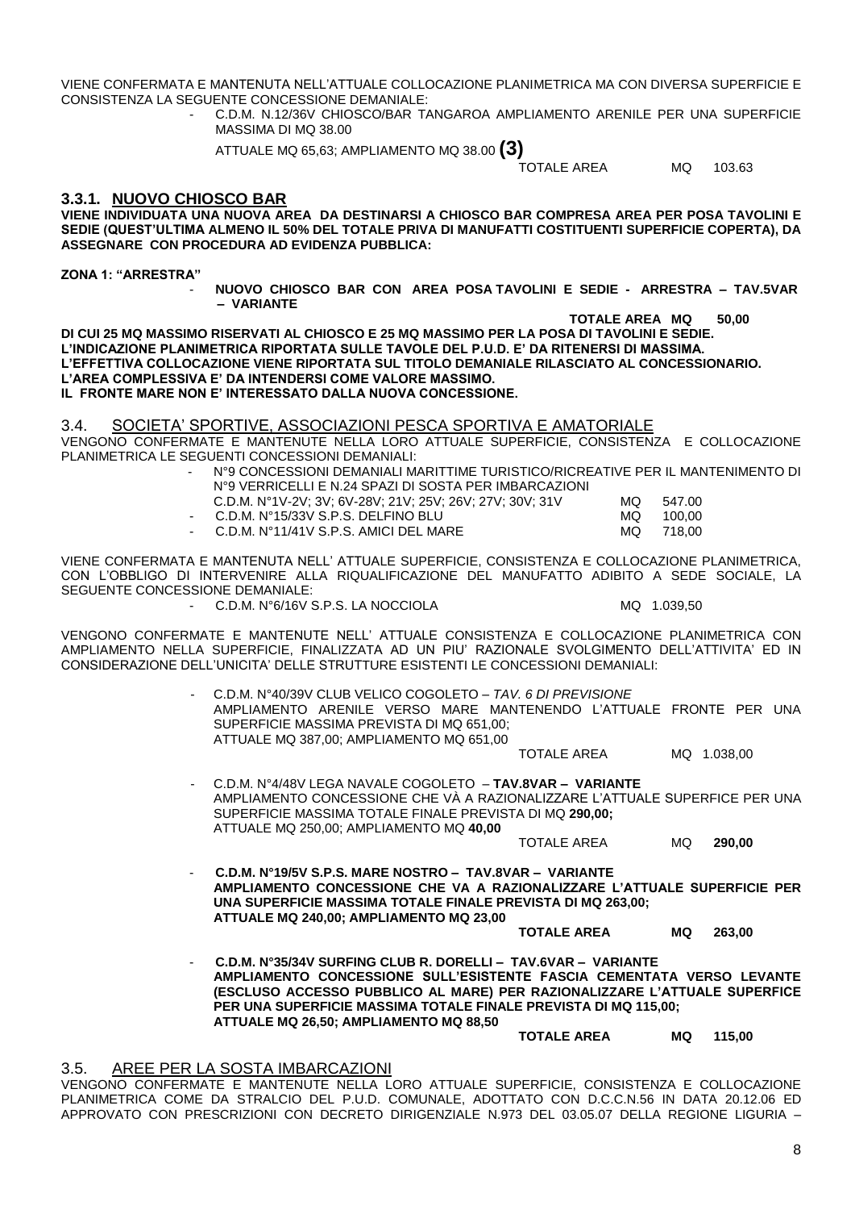VIENE CONFERMATA E MANTENUTA NELL'ATTUALE COLLOCAZIONE PLANIMETRICA MA CON DIVERSA SUPERFICIE E CONSISTENZA LA SEGUENTE CONCESSIONE DEMANIALE:

- C.D.M. N.12/36V CHIOSCO/BAR TANGAROA AMPLIAMENTO ARENILE PER UNA SUPERFICIE MASSIMA DI MQ 38.00

  ATTUALE MQ 65,63; AMPLIAMENTO MQ 38.00 **(3)**

  TOTALE AREA MQ 103.63

### 3.3.1. NUOVO CHIOSCO BAR

**VIENE INDIVIDUATA UNA NUOVA AREA DA DESTINARSI A CHIOSCO BAR COMPRESA AREA PER POSA TAVOLINI E SEDIE (QUEST'ULTIMA ALMENO IL 50% DEL TOTALE PRIVA DI MANUFATTI COSTITUENTI SUPERFICIE COPERTA), DA ASSEGNARE CON PROCEDURA AD EVIDENZA PUBBLICA:**

**ZONA 1: "ARRESTRA"**

- **NUOVO CHIOSCO BAR CON AREA POSA TAVOLINI E SEDIE - ARRESTRA – TAV.5VAR – VARIANTE**

  **TOTALE AREA MQ 50,00**

**DI CUI 25 MQ MASSIMO RISERVATI AL CHIOSCO E 25 MQ MASSIMO PER LA POSA DI TAVOLINI E SEDIE.**
**L'INDICAZIONE PLANIMETRICA RIPORTATA SULLE TAVOLE DEL P.U.D. E' DA RITENERSI DI MASSIMA.**
**L'EFFETTIVA COLLOCAZIONE VIENE RIPORTATA SUL TITOLO DEMANIALE RILASCIATO AL CONCESSIONARIO.**
**L'AREA COMPLESSIVA E' DA INTENDERSI COME VALORE MASSIMO.**
**IL FRONTE MARE NON E' INTERESSATO DALLA NUOVA CONCESSIONE.**

## 3.4. SOCIETA' SPORTIVE, ASSOCIAZIONI PESCA SPORTIVA E AMATORIALE

VENGONO CONFERMATE E MANTENUTE NELLA LORO ATTUALE SUPERFICIE, CONSISTENZA E COLLOCAZIONE PLANIMETRICA LE SEGUENTI CONCESSIONI DEMANIALI:

- N°9 CONCESSIONI DEMANIALI MARITTIME TURISTICO/RICREATIVE PER IL MANTENIMENTO DI N°9 VERRICELLI E N.24 SPAZI DI SOSTA PER IMBARCAZIONI
  C.D.M. N°1V-2V; 3V; 6V-28V; 21V; 25V; 26V; 27V; 30V; 31V MQ 547.00
- C.D.M. N°15/33V S.P.S. DELFINO BLU MQ 100,00
- C.D.M. N°11/41V S.P.S. AMICI DEL MARE MQ 718,00

VIENE CONFERMATA E MANTENUTA NELL' ATTUALE SUPERFICIE, CONSISTENZA E COLLOCAZIONE PLANIMETRICA, CON L'OBBLIGO DI INTERVENIRE ALLA RIQUALIFICAZIONE DEL MANUFATTO ADIBITO A SEDE SOCIALE, LA SEGUENTE CONCESSIONE DEMANIALE:

- C.D.M. N°6/16V S.P.S. LA NOCCIOLA MQ 1.039,50

VENGONO CONFERMATE E MANTENUTE NELL' ATTUALE CONSISTENZA E COLLOCAZIONE PLANIMETRICA CON AMPLIAMENTO NELLA SUPERFICIE, FINALIZZATA AD UN PIU' RAZIONALE SVOLGIMENTO DELL'ATTIVITA' ED IN CONSIDERAZIONE DELL'UNICITA' DELLE STRUTTURE ESISTENTI LE CONCESSIONI DEMANIALI:

- C.D.M. N°40/39V CLUB VELICO COGOLETO – *TAV. 6 DI PREVISIONE*
  AMPLIAMENTO ARENILE VERSO MARE MANTENENDO L'ATTUALE FRONTE PER UNA SUPERFICIE MASSIMA PREVISTA DI MQ 651,00;
  ATTUALE MQ 387,00; AMPLIAMENTO MQ 651,00

  TOTALE AREA MQ 1.038,00

- C.D.M. N°4/48V LEGA NAVALE COGOLETO – **TAV.8VAR – VARIANTE**
  AMPLIAMENTO CONCESSIONE CHE VÀ A RAZIONALIZZARE L'ATTUALE SUPERFICE PER UNA SUPERFICIE MASSIMA TOTALE FINALE PREVISTA DI MQ **290,00;**
  ATTUALE MQ 250,00; AMPLIAMENTO MQ **40,00**

  TOTALE AREA MQ **290,00**

- **C.D.M. N°19/5V S.P.S. MARE NOSTRO – TAV.8VAR – VARIANTE**
  **AMPLIAMENTO CONCESSIONE CHE VA A RAZIONALIZZARE L'ATTUALE SUPERFICIE PER UNA SUPERFICIE MASSIMA TOTALE FINALE PREVISTA DI MQ 263,00;**
  **ATTUALE MQ 240,00; AMPLIAMENTO MQ 23,00**

  **TOTALE AREA MQ 263,00**

- **C.D.M. N°35/34V SURFING CLUB R. DORELLI – TAV.6VAR – VARIANTE**
  **AMPLIAMENTO CONCESSIONE SULL'ESISTENTE FASCIA CEMENTATA VERSO LEVANTE (ESCLUSO ACCESSO PUBBLICO AL MARE) PER RAZIONALIZZARE L'ATTUALE SUPERFICE PER UNA SUPERFICIE MASSIMA TOTALE FINALE PREVISTA DI MQ 115,00;**
  **ATTUALE MQ 26,50; AMPLIAMENTO MQ 88,50**

  **TOTALE AREA MQ 115,00**

## 3.5. AREE PER LA SOSTA IMBARCAZIONI

VENGONO CONFERMATE E MANTENUTE NELLA LORO ATTUALE SUPERFICIE, CONSISTENZA E COLLOCAZIONE PLANIMETRICA COME DA STRALCIO DEL P.U.D. COMUNALE, ADOTTATO CON D.C.C.N.56 IN DATA 20.12.06 ED APPROVATO CON PRESCRIZIONI CON DECRETO DIRIGENZIALE N.973 DEL 03.05.07 DELLA REGIONE LIGURIA –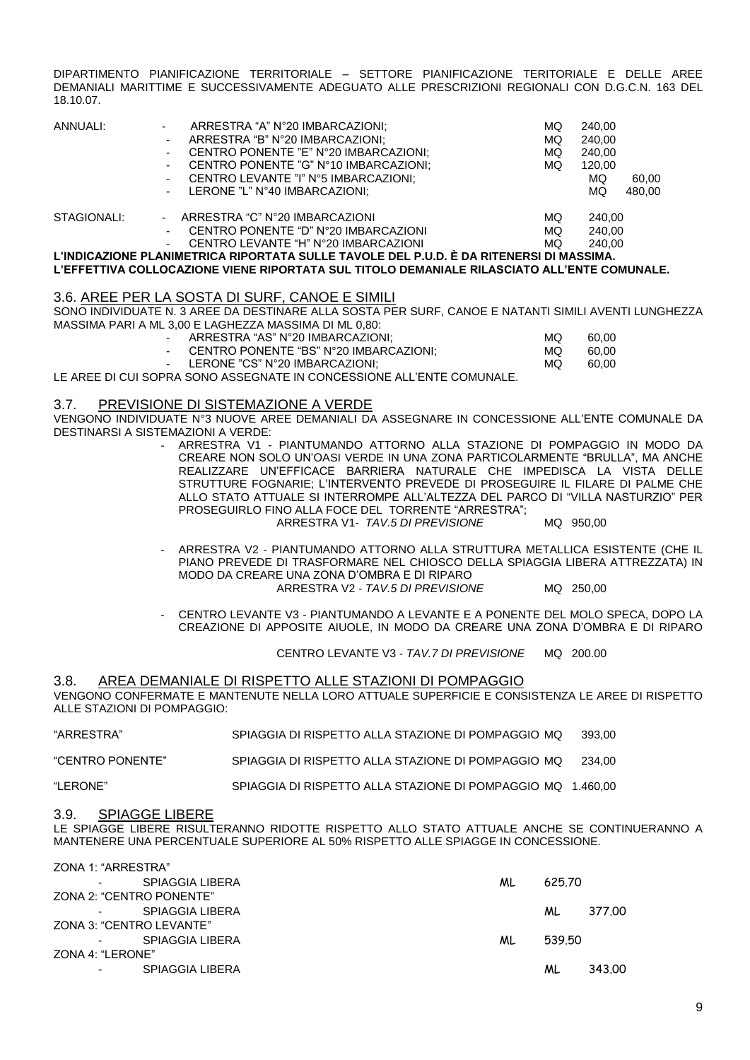DIPARTIMENTO PIANIFICAZIONE TERRITORIALE – SETTORE PIANIFICAZIONE TERITORIALE E DELLE AREE DEMANIALI MARITTIME E SUCCESSIVAMENTE ADEGUATO ALLE PRESCRIZIONI REGIONALI CON D.G.C.N. 163 DEL 18.10.07.

| | | | |
|---|---|---|---|
| ANNUALI: | - ARRESTRA "A" N°20 IMBARCAZIONI; | MQ | 240,00 |
| | - ARRESTRA "B" N°20 IMBARCAZIONI; | MQ | 240,00 |
| | - CENTRO PONENTE "E" N°20 IMBARCAZIONI; | MQ | 240,00 |
| | - CENTRO PONENTE "G" N°10 IMBARCAZIONI; | MQ | 120,00 |
| | - CENTRO LEVANTE "I" N°5 IMBARCAZIONI; | MQ | 60,00 |
| | - LERONE "L" N°40 IMBARCAZIONI; | MQ | 480,00 |
| STAGIONALI: | - ARRESTRA "C" N°20 IMBARCAZIONI | MQ | 240,00 |
| | - CENTRO PONENTE "D" N°20 IMBARCAZIONI | MQ | 240,00 |
| | - CENTRO LEVANTE "H" N°20 IMBARCAZIONI | MQ | 240,00 |

**L'INDICAZIONE PLANIMETRICA RIPORTATA SULLE TAVOLE DEL P.U.D. È DA RITENERSI DI MASSIMA. L'EFFETTIVA COLLOCAZIONE VIENE RIPORTATA SUL TITOLO DEMANIALE RILASCIATO ALL'ENTE COMUNALE.**

### 3.6. AREE PER LA SOSTA DI SURF, CANOE E SIMILI

SONO INDIVIDUATE N. 3 AREE DA DESTINARE ALLA SOSTA PER SURF, CANOE E NATANTI SIMILI AVENTI LUNGHEZZA MASSIMA PARI A ML 3,00 E LAGHEZZA MASSIMA DI ML 0,80:

| | | |
|---|---|---|
| - ARRESTRA "AS" N°20 IMBARCAZIONI; | MQ | 60,00 |
| - CENTRO PONENTE "BS" N°20 IMBARCAZIONI; | MQ | 60,00 |
| - LERONE "CS" N°20 IMBARCAZIONI; | MQ | 60,00 |

LE AREE DI CUI SOPRA SONO ASSEGNATE IN CONCESSIONE ALL'ENTE COMUNALE.

### 3.7. PREVISIONE DI SISTEMAZIONE A VERDE

VENGONO INDIVIDUATE N°3 NUOVE AREE DEMANIALI DA ASSEGNARE IN CONCESSIONE ALL'ENTE COMUNALE DA DESTINARSI A SISTEMAZIONI A VERDE:

- ARRESTRA V1 - PIANTUMANDO ATTORNO ALLA STAZIONE DI POMPAGGIO IN MODO DA CREARE NON SOLO UN'OASI VERDE IN UNA ZONA PARTICOLARMENTE "BRULLA", MA ANCHE REALIZZARE UN'EFFICACE BARRIERA NATURALE CHE IMPEDISCA LA VISTA DELLE STRUTTURE FOGNARIE; L'INTERVENTO PREVEDE DI PROSEGUIRE IL FILARE DI PALME CHE ALLO STATO ATTUALE SI INTERROMPE ALL'ALTEZZA DEL PARCO DI "VILLA NASTURZIO" PER PROSEGUIRLO FINO ALLA FOCE DEL TORRENTE "ARRESTRA";
  ARRESTRA V1- *TAV.5 DI PREVISIONE* MQ 950,00

- ARRESTRA V2 - PIANTUMANDO ATTORNO ALLA STRUTTURA METALLICA ESISTENTE (CHE IL PIANO PREVEDE DI TRASFORMARE NEL CHIOSCO DELLA SPIAGGIA LIBERA ATTREZZATA) IN MODO DA CREARE UNA ZONA D'OMBRA E DI RIPARO
  ARRESTRA V2 - *TAV.5 DI PREVISIONE* MQ 250,00

- CENTRO LEVANTE V3 - PIANTUMANDO A LEVANTE E A PONENTE DEL MOLO SPECA, DOPO LA CREAZIONE DI APPOSITE AIUOLE, IN MODO DA CREARE UNA ZONA D'OMBRA E DI RIPARO
  CENTRO LEVANTE V3 - *TAV.7 DI PREVISIONE* MQ 200.00

### 3.8. AREA DEMANIALE DI RISPETTO ALLE STAZIONI DI POMPAGGIO

VENGONO CONFERMATE E MANTENUTE NELLA LORO ATTUALE SUPERFICIE E CONSISTENZA LE AREE DI RISPETTO ALLE STAZIONI DI POMPAGGIO:

| | | | |
|---|---|---|---|
| "ARRESTRA" | SPIAGGIA DI RISPETTO ALLA STAZIONE DI POMPAGGIO | MQ | 393,00 |
| "CENTRO PONENTE" | SPIAGGIA DI RISPETTO ALLA STAZIONE DI POMPAGGIO | MQ | 234,00 |
| "LERONE" | SPIAGGIA DI RISPETTO ALLA STAZIONE DI POMPAGGIO | MQ | 1.460,00 |

### 3.9. SPIAGGE LIBERE

LE SPIAGGE LIBERE RISULTERANNO RIDOTTE RISPETTO ALLO STATO ATTUALE ANCHE SE CONTINUERANNO A MANTENERE UNA PERCENTUALE SUPERIORE AL 50% RISPETTO ALLE SPIAGGE IN CONCESSIONE.

ZONA 1: "ARRESTRA"
- SPIAGGIA LIBERA ML 625.70

ZONA 2: "CENTRO PONENTE"
- SPIAGGIA LIBERA ML 377.00

ZONA 3: "CENTRO LEVANTE"
- SPIAGGIA LIBERA ML 539.50

ZONA 4: "LERONE"
- SPIAGGIA LIBERA ML 343.00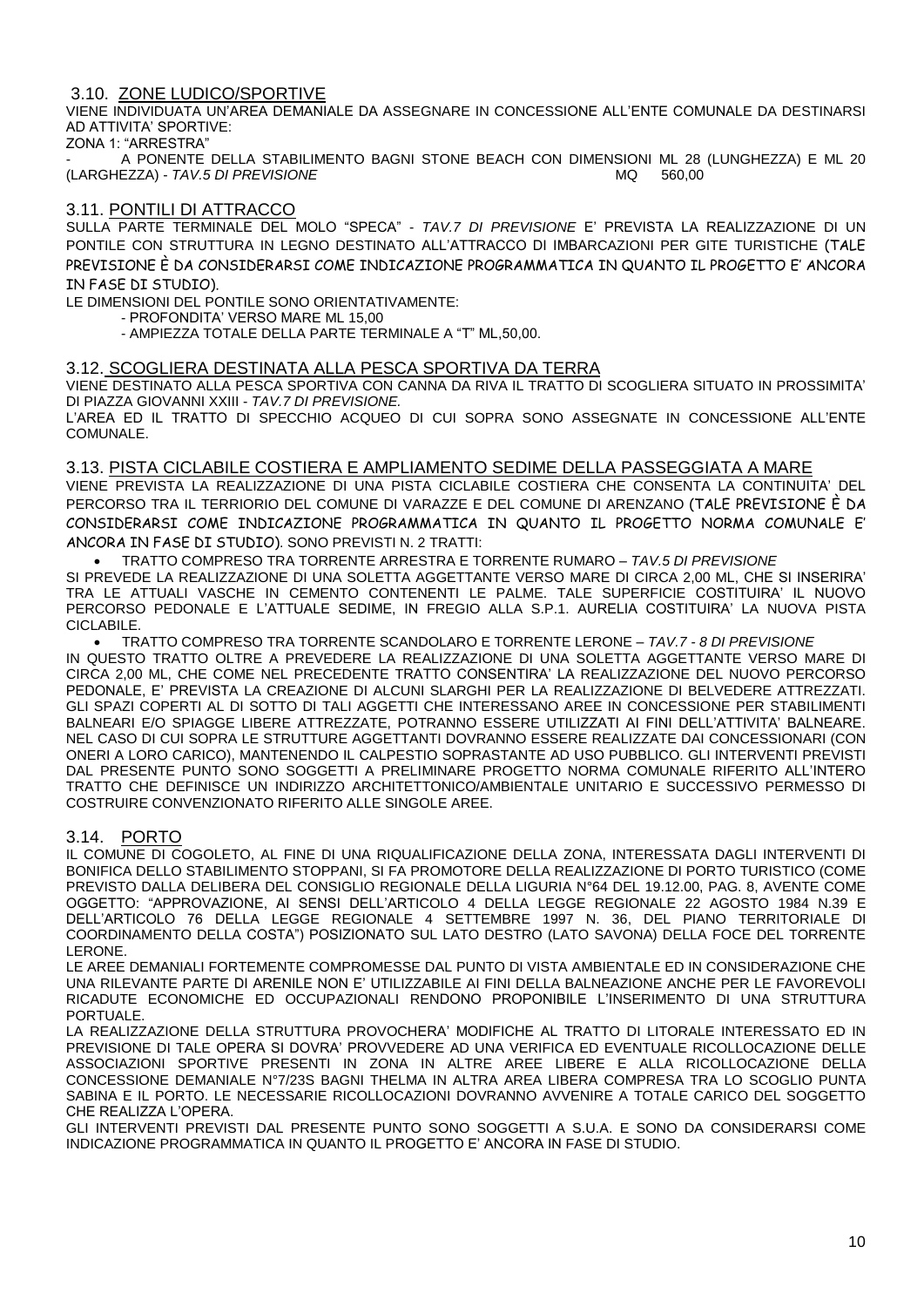### 3.10. ZONE LUDICO/SPORTIVE

VIENE INDIVIDUATA UN'AREA DEMANIALE DA ASSEGNARE IN CONCESSIONE ALL'ENTE COMUNALE DA DESTINARSI AD ATTIVITA' SPORTIVE:

ZONA 1: "ARRESTRA"

- A PONENTE DELLA STABILIMENTO BAGNI STONE BEACH CON DIMENSIONI ML 28 (LUNGHEZZA) E ML 20 (LARGHEZZA) - *TAV.5 DI PREVISIONE* MQ 560,00

### 3.11. PONTILI DI ATTRACCO

SULLA PARTE TERMINALE DEL MOLO "SPECA" - *TAV.7 DI PREVISIONE* E' PREVISTA LA REALIZZAZIONE DI UN PONTILE CON STRUTTURA IN LEGNO DESTINATO ALL'ATTRACCO DI IMBARCAZIONI PER GITE TURISTICHE (TALE PREVISIONE È DA CONSIDERARSI COME INDICAZIONE PROGRAMMATICA IN QUANTO IL PROGETTO E' ANCORA IN FASE DI STUDIO).

LE DIMENSIONI DEL PONTILE SONO ORIENTATIVAMENTE:

- PROFONDITA' VERSO MARE ML 15,00
- AMPIEZZA TOTALE DELLA PARTE TERMINALE A "T" ML,50,00.

### 3.12. SCOGLIERA DESTINATA ALLA PESCA SPORTIVA DA TERRA

VIENE DESTINATO ALLA PESCA SPORTIVA CON CANNA DA RIVA IL TRATTO DI SCOGLIERA SITUATO IN PROSSIMITA' DI PIAZZA GIOVANNI XXIII - *TAV.7 DI PREVISIONE.*

L'AREA ED IL TRATTO DI SPECCHIO ACQUEO DI CUI SOPRA SONO ASSEGNATE IN CONCESSIONE ALL'ENTE COMUNALE.

### 3.13. PISTA CICLABILE COSTIERA E AMPLIAMENTO SEDIME DELLA PASSEGGIATA A MARE

VIENE PREVISTA LA REALIZZAZIONE DI UNA PISTA CICLABILE COSTIERA CHE CONSENTA LA CONTINUITA' DEL PERCORSO TRA IL TERRIORIO DEL COMUNE DI VARAZZE E DEL COMUNE DI ARENZANO (TALE PREVISIONE È DA CONSIDERARSI COME INDICAZIONE PROGRAMMATICA IN QUANTO IL PROGETTO NORMA COMUNALE E' ANCORA IN FASE DI STUDIO). SONO PREVISTI N. 2 TRATTI:

- TRATTO COMPRESO TRA TORRENTE ARRESTRA E TORRENTE RUMARO – *TAV.5 DI PREVISIONE*

SI PREVEDE LA REALIZZAZIONE DI UNA SOLETTA AGGETTANTE VERSO MARE DI CIRCA 2,00 ML, CHE SI INSERIRA' TRA LE ATTUALI VASCHE IN CEMENTO CONTENENTI LE PALME. TALE SUPERFICIE COSTITUIRA' IL NUOVO PERCORSO PEDONALE E L'ATTUALE SEDIME, IN FREGIO ALLA S.P.1. AURELIA COSTITUIRA' LA NUOVA PISTA CICLABILE.

- TRATTO COMPRESO TRA TORRENTE SCANDOLARO E TORRENTE LERONE – *TAV.7 - 8 DI PREVISIONE*

IN QUESTO TRATTO OLTRE A PREVEDERE LA REALIZZAZIONE DI UNA SOLETTA AGGETTANTE VERSO MARE DI CIRCA 2,00 ML, CHE COME NEL PRECEDENTE TRATTO CONSENTIRA' LA REALIZZAZIONE DEL NUOVO PERCORSO PEDONALE, E' PREVISTA LA CREAZIONE DI ALCUNI SLARGHI PER LA REALIZZAZIONE DI BELVEDERE ATTREZZATI. GLI SPAZI COPERTI AL DI SOTTO DI TALI AGGETTI CHE INTERESSANO AREE IN CONCESSIONE PER STABILIMENTI BALNEARI E/O SPIAGGE LIBERE ATTREZZATE, POTRANNO ESSERE UTILIZZATI AI FINI DELL'ATTIVITA' BALNEARE. NEL CASO DI CUI SOPRA LE STRUTTURE AGGETTANTI DOVRANNO ESSERE REALIZZATE DAI CONCESSIONARI (CON ONERI A LORO CARICO), MANTENENDO IL CALPESTIO SOPRASTANTE AD USO PUBBLICO. GLI INTERVENTI PREVISTI DAL PRESENTE PUNTO SONO SOGGETTI A PRELIMINARE PROGETTO NORMA COMUNALE RIFERITO ALL'INTERO TRATTO CHE DEFINISCE UN INDIRIZZO ARCHITETTONICO/AMBIENTALE UNITARIO E SUCCESSIVO PERMESSO DI COSTRUIRE CONVENZIONATO RIFERITO ALLE SINGOLE AREE.

### 3.14. PORTO

IL COMUNE DI COGOLETO, AL FINE DI UNA RIQUALIFICAZIONE DELLA ZONA, INTERESSATA DAGLI INTERVENTI DI BONIFICA DELLO STABILIMENTO STOPPANI, SI FA PROMOTORE DELLA REALIZZAZIONE DI PORTO TURISTICO (COME PREVISTO DALLA DELIBERA DEL CONSIGLIO REGIONALE DELLA LIGURIA N°64 DEL 19.12.00, PAG. 8, AVENTE COME OGGETTO: "APPROVAZIONE, AI SENSI DELL'ARTICOLO 4 DELLA LEGGE REGIONALE 22 AGOSTO 1984 N.39 E DELL'ARTICOLO 76 DELLA LEGGE REGIONALE 4 SETTEMBRE 1997 N. 36, DEL PIANO TERRITORIALE DI COORDINAMENTO DELLA COSTA") POSIZIONATO SUL LATO DESTRO (LATO SAVONA) DELLA FOCE DEL TORRENTE LERONE.

LE AREE DEMANIALI FORTEMENTE COMPROMESSE DAL PUNTO DI VISTA AMBIENTALE ED IN CONSIDERAZIONE CHE UNA RILEVANTE PARTE DI ARENILE NON E' UTILIZZABILE AI FINI DELLA BALNEAZIONE ANCHE PER LE FAVOREVOLI RICADUTE ECONOMICHE ED OCCUPAZIONALI RENDONO PROPONIBILE L'INSERIMENTO DI UNA STRUTTURA PORTUALE.

LA REALIZZAZIONE DELLA STRUTTURA PROVOCHERA' MODIFICHE AL TRATTO DI LITORALE INTERESSATO ED IN PREVISIONE DI TALE OPERA SI DOVRA' PROVVEDERE AD UNA VERIFICA ED EVENTUALE RICOLLOCAZIONE DELLE ASSOCIAZIONI SPORTIVE PRESENTI IN ZONA IN ALTRE AREE LIBERE E ALLA RICOLLOCAZIONE DELLA CONCESSIONE DEMANIALE N°7/23S BAGNI THELMA IN ALTRA AREA LIBERA COMPRESA TRA LO SCOGLIO PUNTA SABINA E IL PORTO. LE NECESSARIE RICOLLOCAZIONI DOVRANNO AVVENIRE A TOTALE CARICO DEL SOGGETTO CHE REALIZZA L'OPERA.

GLI INTERVENTI PREVISTI DAL PRESENTE PUNTO SONO SOGGETTI A S.U.A. E SONO DA CONSIDERARSI COME INDICAZIONE PROGRAMMATICA IN QUANTO IL PROGETTO E' ANCORA IN FASE DI STUDIO.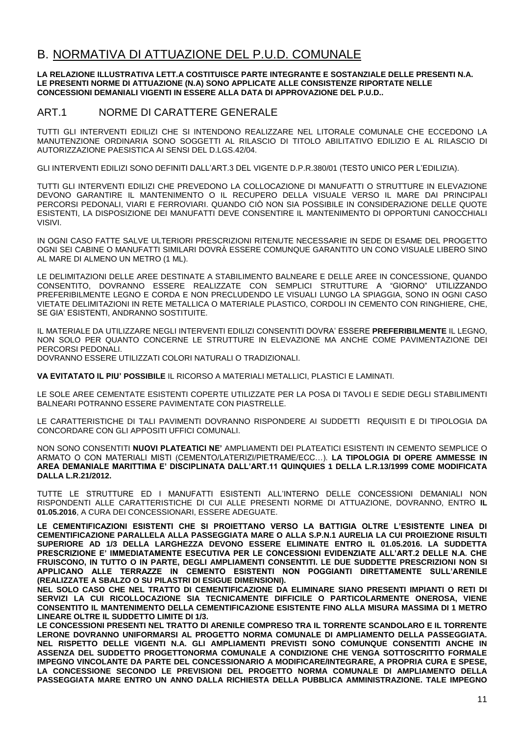# B. NORMATIVA DI ATTUAZIONE DEL P.U.D. COMUNALE

**LA RELAZIONE ILLUSTRATIVA LETT.A COSTITUISCE PARTE INTEGRANTE E SOSTANZIALE DELLE PRESENTI N.A. LE PRESENTI NORME DI ATTUAZIONE (N.A) SONO APPLICATE ALLE CONSISTENZE RIPORTATE NELLE CONCESSIONI DEMANIALI VIGENTI IN ESSERE ALLA DATA DI APPROVAZIONE DEL P.U.D..**

## ART.1 NORME DI CARATTERE GENERALE

TUTTI GLI INTERVENTI EDILIZI CHE SI INTENDONO REALIZZARE NEL LITORALE COMUNALE CHE ECCEDONO LA MANUTENZIONE ORDINARIA SONO SOGGETTI AL RILASCIO DI TITOLO ABILITATIVO EDILIZIO E AL RILASCIO DI AUTORIZZAZIONE PAESISTICA AI SENSI DEL D.LGS.42/04.

GLI INTERVENTI EDILIZI SONO DEFINITI DALL'ART.3 DEL VIGENTE D.P.R.380/01 (TESTO UNICO PER L'EDILIZIA).

TUTTI GLI INTERVENTI EDILIZI CHE PREVEDONO LA COLLOCAZIONE DI MANUFATTI O STRUTTURE IN ELEVAZIONE DEVONO GARANTIRE IL MANTENIMENTO O IL RECUPERO DELLA VISUALE VERSO IL MARE DAI PRINCIPALI PERCORSI PEDONALI, VIARI E FERROVIARI. QUANDO CIÒ NON SIA POSSIBILE IN CONSIDERAZIONE DELLE QUOTE ESISTENTI, LA DISPOSIZIONE DEI MANUFATTI DEVE CONSENTIRE IL MANTENIMENTO DI OPPORTUNI CANOCCHIALI VISIVI.

IN OGNI CASO FATTE SALVE ULTERIORI PRESCRIZIONI RITENUTE NECESSARIE IN SEDE DI ESAME DEL PROGETTO OGNI SEI CABINE O MANUFATTI SIMILARI DOVRÀ ESSERE COMUNQUE GARANTITO UN CONO VISUALE LIBERO SINO AL MARE DI ALMENO UN METRO (1 ML).

LE DELIMITAZIONI DELLE AREE DESTINATE A STABILIMENTO BALNEARE E DELLE AREE IN CONCESSIONE, QUANDO CONSENTITO, DOVRANNO ESSERE REALIZZATE CON SEMPLICI STRUTTURE A "GIORNO" UTILIZZANDO PREFERIBILMENTE LEGNO E CORDA E NON PRECLUDENDO LE VISUALI LUNGO LA SPIAGGIA, SONO IN OGNI CASO VIETATE DELIMITAZIONI IN RETE METALLICA O MATERIALE PLASTICO, CORDOLI IN CEMENTO CON RINGHIERE, CHE, SE GIA' ESISTENTI, ANDRANNO SOSTITUITE.

IL MATERIALE DA UTILIZZARE NEGLI INTERVENTI EDILIZI CONSENTITI DOVRA' ESSERE **PREFERIBILMENTE** IL LEGNO, NON SOLO PER QUANTO CONCERNE LE STRUTTURE IN ELEVAZIONE MA ANCHE COME PAVIMENTAZIONE DEI PERCORSI PEDONALI.
DOVRANNO ESSERE UTILIZZATI COLORI NATURALI O TRADIZIONALI.

**VA EVITATATO IL PIU' POSSIBILE** IL RICORSO A MATERIALI METALLICI, PLASTICI E LAMINATI.

LE SOLE AREE CEMENTATE ESISTENTI COPERTE UTILIZZATE PER LA POSA DI TAVOLI E SEDIE DEGLI STABILIMENTI BALNEARI POTRANNO ESSERE PAVIMENTATE CON PIASTRELLE.

LE CARATTERISTICHE DI TALI PAVIMENTI DOVRANNO RISPONDERE AI SUDDETTI REQUISITI E DI TIPOLOGIA DA CONCORDARE CON GLI APPOSITI UFFICI COMUNALI.

NON SONO CONSENTITI **NUOVI PLATEATICI NE'** AMPLIAMENTI DEI PLATEATICI ESISTENTI IN CEMENTO SEMPLICE O ARMATO O CON MATERIALI MISTI (CEMENTO/LATERIZI/PIETRAME/ECC…). **LA TIPOLOGIA DI OPERE AMMESSE IN AREA DEMANIALE MARITTIMA E' DISCIPLINATA DALL'ART.11 QUINQUIES 1 DELLA L.R.13/1999 COME MODIFICATA DALLA L.R.21/2012.**

TUTTE LE STRUTTURE ED I MANUFATTI ESISTENTI ALL'INTERNO DELLE CONCESSIONI DEMANIALI NON RISPONDENTI ALLE CARATTERISTICHE DI CUI ALLE PRESENTI NORME DI ATTUAZIONE, DOVRANNO, ENTRO **IL 01.05.2016**, A CURA DEI CONCESSIONARI, ESSERE ADEGUATE.

**LE CEMENTIFICAZIONI ESISTENTI CHE SI PROIETTANO VERSO LA BATTIGIA OLTRE L'ESISTENTE LINEA DI CEMENTIFICAZIONE PARALLELA ALLA PASSEGGIATA MARE O ALLA S.P.N.1 AURELIA LA CUI PROIEZIONE RISULTI SUPERIORE AD 1/3 DELLA LARGHEZZA DEVONO ESSERE ELIMINATE ENTRO IL 01.05.2016. LA SUDDETTA PRESCRIZIONE E' IMMEDIATAMENTE ESECUTIVA PER LE CONCESSIONI EVIDENZIATE ALL'ART.2 DELLE N.A. CHE FRUISCONO, IN TUTTO O IN PARTE, DEGLI AMPLIAMENTI CONSENTITI. LE DUE SUDDETTE PRESCRIZIONI NON SI APPLICANO ALLE TERRAZZE IN CEMENTO ESISTENTI NON POGGIANTI DIRETTAMENTE SULL'ARENILE (REALIZZATE A SBALZO O SU PILASTRI DI ESIGUE DIMENSIONI).**
**NEL SOLO CASO CHE NEL TRATTO DI CEMENTIFICAZIONE DA ELIMINARE SIANO PRESENTI IMPIANTI O RETI DI SERVIZI LA CUI RICOLLOCAZIONE SIA TECNICAMENTE DIFFICILE O PARTICOLARMENTE ONEROSA, VIENE CONSENTITO IL MANTENIMENTO DELLA CEMENTIFICAZIONE ESISTENTE FINO ALLA MISURA MASSIMA DI 1 METRO LINEARE OLTRE IL SUDDETTO LIMITE DI 1/3.**
**LE CONCESSIONI PRESENTI NEL TRATTO DI ARENILE COMPRESO TRA IL TORRENTE SCANDOLARO E IL TORRENTE LERONE DOVRANNO UNIFORMARSI AL PROGETTO NORMA COMUNALE DI AMPLIAMENTO DELLA PASSEGGIATA. NEL RISPETTO DELLE VIGENTI N.A. GLI AMPLIAMENTI PREVISTI SONO COMUNQUE CONSENTITI ANCHE IN ASSENZA DEL SUDDETTO PROGETTONORMA COMUNALE A CONDIZIONE CHE VENGA SOTTOSCRITTO FORMALE IMPEGNO VINCOLANTE DA PARTE DEL CONCESSIONARIO A MODIFICARE/INTEGRARE, A PROPRIA CURA E SPESE, LA CONCESSIONE SECONDO LE PREVISIONI DEL PROGETTO NORMA COMUNALE DI AMPLIAMENTO DELLA PASSEGGIATA MARE ENTRO UN ANNO DALLA RICHIESTA DELLA PUBBLICA AMMINISTRAZIONE. TALE IMPEGNO**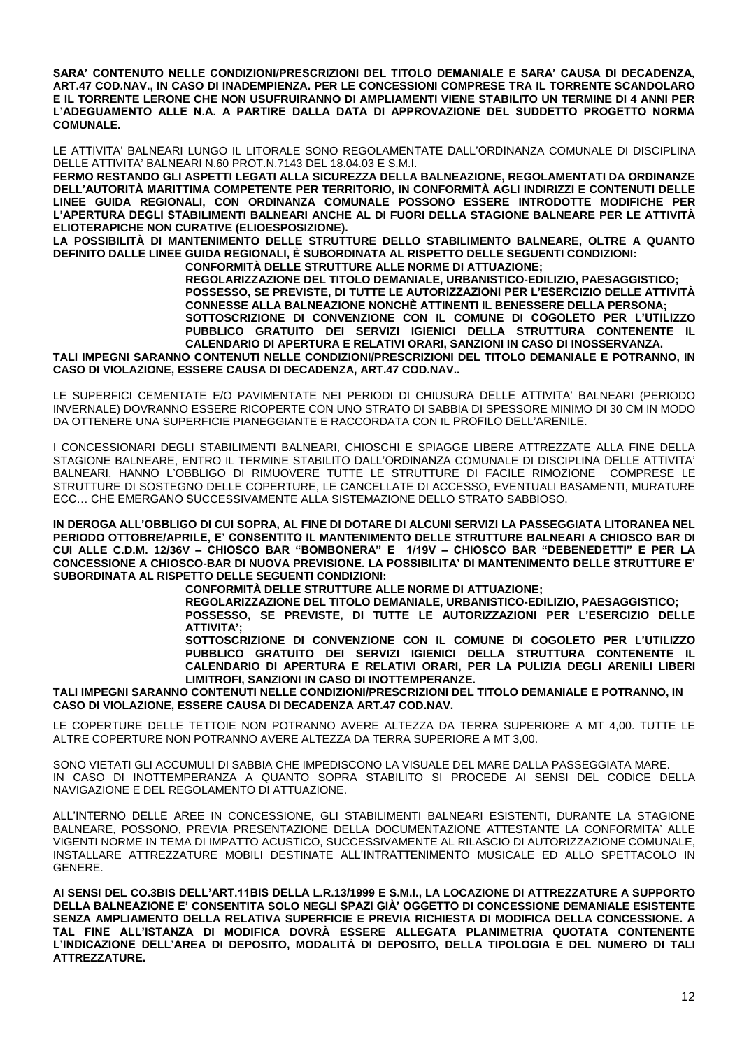**SARA' CONTENUTO NELLE CONDIZIONI/PRESCRIZIONI DEL TITOLO DEMANIALE E SARA' CAUSA DI DECADENZA, ART.47 COD.NAV., IN CASO DI INADEMPIENZA. PER LE CONCESSIONI COMPRESE TRA IL TORRENTE SCANDOLARO E IL TORRENTE LERONE CHE NON USUFRUIRANNO DI AMPLIAMENTI VIENE STABILITO UN TERMINE DI 4 ANNI PER L'ADEGUAMENTO ALLE N.A. A PARTIRE DALLA DATA DI APPROVAZIONE DEL SUDDETTO PROGETTO NORMA COMUNALE.**

LE ATTIVITA' BALNEARI LUNGO IL LITORALE SONO REGOLAMENTATE DALL'ORDINANZA COMUNALE DI DISCIPLINA DELLE ATTIVITA' BALNEARI N.60 PROT.N.7143 DEL 18.04.03 E S.M.I.

**FERMO RESTANDO GLI ASPETTI LEGATI ALLA SICUREZZA DELLA BALNEAZIONE, REGOLAMENTATI DA ORDINANZE DELL'AUTORITÀ MARITTIMA COMPETENTE PER TERRITORIO, IN CONFORMITÀ AGLI INDIRIZZI E CONTENUTI DELLE LINEE GUIDA REGIONALI, CON ORDINANZA COMUNALE POSSONO ESSERE INTRODOTTE MODIFICHE PER L'APERTURA DEGLI STABILIMENTI BALNEARI ANCHE AL DI FUORI DELLA STAGIONE BALNEARE PER LE ATTIVITÀ ELIOTERAPICHE NON CURATIVE (ELIOESPOSIZIONE).**

**LA POSSIBILITÀ DI MANTENIMENTO DELLE STRUTTURE DELLO STABILIMENTO BALNEARE, OLTRE A QUANTO DEFINITO DALLE LINEE GUIDA REGIONALI, È SUBORDINATA AL RISPETTO DELLE SEGUENTI CONDIZIONI:**

- **CONFORMITÀ DELLE STRUTTURE ALLE NORME DI ATTUAZIONE;**
- **REGOLARIZZAZIONE DEL TITOLO DEMANIALE, URBANISTICO-EDILIZIO, PAESAGGISTICO;**
- **POSSESSO, SE PREVISTE, DI TUTTE LE AUTORIZZAZIONI PER L'ESERCIZIO DELLE ATTIVITÀ CONNESSE ALLA BALNEAZIONE NONCHÈ ATTINENTI IL BENESSERE DELLA PERSONA;**
- **SOTTOSCRIZIONE DI CONVENZIONE CON IL COMUNE DI COGOLETO PER L'UTILIZZO PUBBLICO GRATUITO DEI SERVIZI IGIENICI DELLA STRUTTURA CONTENENTE IL CALENDARIO DI APERTURA E RELATIVI ORARI, SANZIONI IN CASO DI INOSSERVANZA.**

**TALI IMPEGNI SARANNO CONTENUTI NELLE CONDIZIONI/PRESCRIZIONI DEL TITOLO DEMANIALE E POTRANNO, IN CASO DI VIOLAZIONE, ESSERE CAUSA DI DECADENZA, ART.47 COD.NAV..**

LE SUPERFICI CEMENTATE E/O PAVIMENTATE NEI PERIODI DI CHIUSURA DELLE ATTIVITA' BALNEARI (PERIODO INVERNALE) DOVRANNO ESSERE RICOPERTE CON UNO STRATO DI SABBIA DI SPESSORE MINIMO DI 30 CM IN MODO DA OTTENERE UNA SUPERFICIE PIANEGGIANTE E RACCORDATA CON IL PROFILO DELL'ARENILE.

I CONCESSIONARI DEGLI STABILIMENTI BALNEARI, CHIOSCHI E SPIAGGE LIBERE ATTREZZATE ALLA FINE DELLA STAGIONE BALNEARE, ENTRO IL TERMINE STABILITO DALL'ORDINANZA COMUNALE DI DISCIPLINA DELLE ATTIVITA' BALNEARI, HANNO L'OBBLIGO DI RIMUOVERE TUTTE LE STRUTTURE DI FACILE RIMOZIONE COMPRESE LE STRUTTURE DI SOSTEGNO DELLE COPERTURE, LE CANCELLATE DI ACCESSO, EVENTUALI BASAMENTI, MURATURE ECC… CHE EMERGANO SUCCESSIVAMENTE ALLA SISTEMAZIONE DELLO STRATO SABBIOSO.

**IN DEROGA ALL'OBBLIGO DI CUI SOPRA, AL FINE DI DOTARE DI ALCUNI SERVIZI LA PASSEGGIATA LITORANEA NEL PERIODO OTTOBRE/APRILE, E' CONSENTITO IL MANTENIMENTO DELLE STRUTTURE BALNEARI A CHIOSCO BAR DI CUI ALLE C.D.M. 12/36V – CHIOSCO BAR "BOMBONERA" E 1/19V – CHIOSCO BAR "DEBENEDETTI" E PER LA CONCESSIONE A CHIOSCO-BAR DI NUOVA PREVISIONE. LA POSSIBILITA' DI MANTENIMENTO DELLE STRUTTURE E' SUBORDINATA AL RISPETTO DELLE SEGUENTI CONDIZIONI:**

- **CONFORMITÀ DELLE STRUTTURE ALLE NORME DI ATTUAZIONE;**
- **REGOLARIZZAZIONE DEL TITOLO DEMANIALE, URBANISTICO-EDILIZIO, PAESAGGISTICO;**
- **POSSESSO, SE PREVISTE, DI TUTTE LE AUTORIZZAZIONI PER L'ESERCIZIO DELLE ATTIVITA';**
- **SOTTOSCRIZIONE DI CONVENZIONE CON IL COMUNE DI COGOLETO PER L'UTILIZZO PUBBLICO GRATUITO DEI SERVIZI IGIENICI DELLA STRUTTURA CONTENENTE IL CALENDARIO DI APERTURA E RELATIVI ORARI, PER LA PULIZIA DEGLI ARENILI LIBERI LIMITROFI, SANZIONI IN CASO DI INOTTEMPERANZE.**

**TALI IMPEGNI SARANNO CONTENUTI NELLE CONDIZIONI/PRESCRIZIONI DEL TITOLO DEMANIALE E POTRANNO, IN CASO DI VIOLAZIONE, ESSERE CAUSA DI DECADENZA ART.47 COD.NAV.**

LE COPERTURE DELLE TETTOIE NON POTRANNO AVERE ALTEZZA DA TERRA SUPERIORE A MT 4,00. TUTTE LE ALTRE COPERTURE NON POTRANNO AVERE ALTEZZA DA TERRA SUPERIORE A MT 3,00.

SONO VIETATI GLI ACCUMULI DI SABBIA CHE IMPEDISCONO LA VISUALE DEL MARE DALLA PASSEGGIATA MARE.
IN CASO DI INOTTEMPERANZA A QUANTO SOPRA STABILITO SI PROCEDE AI SENSI DEL CODICE DELLA NAVIGAZIONE E DEL REGOLAMENTO DI ATTUAZIONE.

ALL'INTERNO DELLE AREE IN CONCESSIONE, GLI STABILIMENTI BALNEARI ESISTENTI, DURANTE LA STAGIONE BALNEARE, POSSONO, PREVIA PRESENTAZIONE DELLA DOCUMENTAZIONE ATTESTANTE LA CONFORMITA' ALLE VIGENTI NORME IN TEMA DI IMPATTO ACUSTICO, SUCCESSIVAMENTE AL RILASCIO DI AUTORIZZAZIONE COMUNALE, INSTALLARE ATTREZZATURE MOBILI DESTINATE ALL'INTRATTENIMENTO MUSICALE ED ALLO SPETTACOLO IN GENERE.

**AI SENSI DEL CO.3BIS DELL'ART.11BIS DELLA L.R.13/1999 E S.M.I., LA LOCAZIONE DI ATTREZZATURE A SUPPORTO DELLA BALNEAZIONE E' CONSENTITA SOLO NEGLI SPAZI GIÀ' OGGETTO DI CONCESSIONE DEMANIALE ESISTENTE SENZA AMPLIAMENTO DELLA RELATIVA SUPERFICIE E PREVIA RICHIESTA DI MODIFICA DELLA CONCESSIONE. A TAL FINE ALL'ISTANZA DI MODIFICA DOVRÀ ESSERE ALLEGATA PLANIMETRIA QUOTATA CONTENENTE L'INDICAZIONE DELL'AREA DI DEPOSITO, MODALITÀ DI DEPOSITO, DELLA TIPOLOGIA E DEL NUMERO DI TALI ATTREZZATURE.**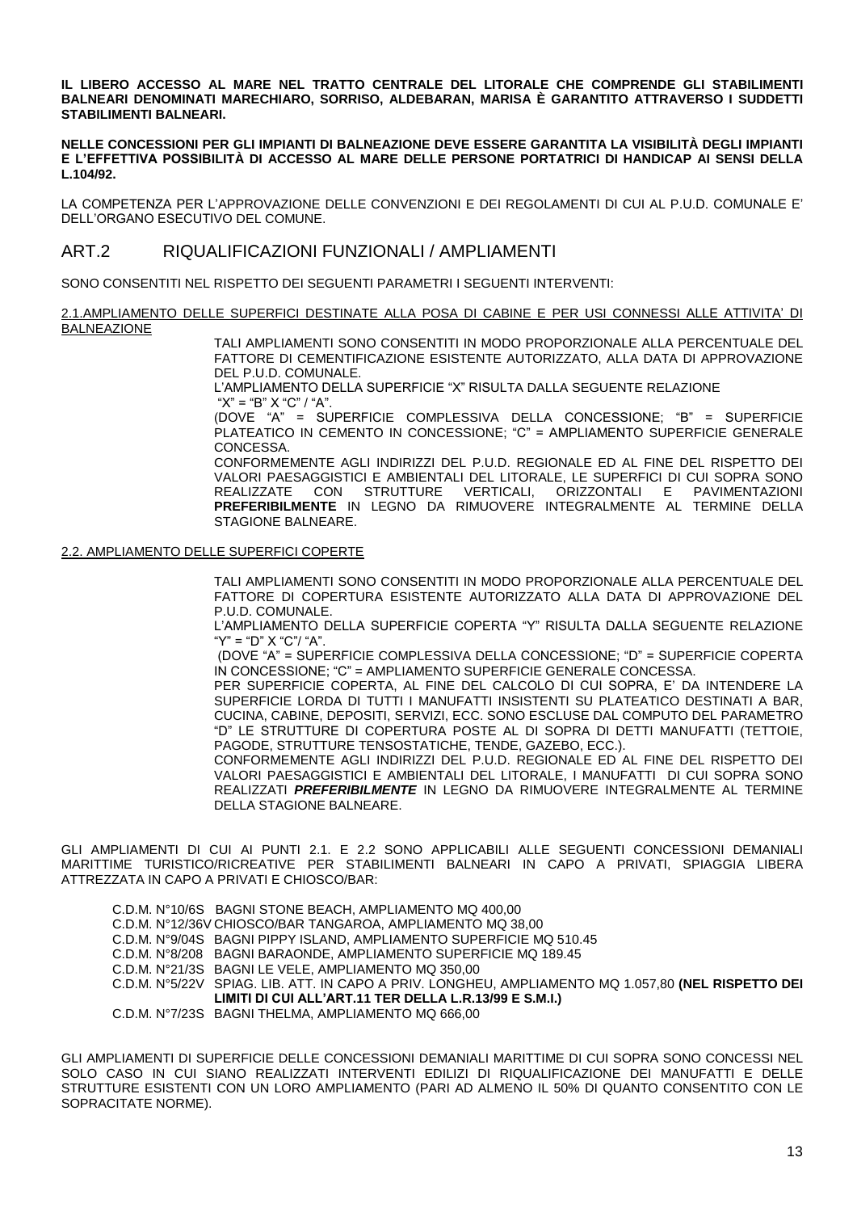**IL LIBERO ACCESSO AL MARE NEL TRATTO CENTRALE DEL LITORALE CHE COMPRENDE GLI STABILIMENTI BALNEARI DENOMINATI MARECHIARO, SORRISO, ALDEBARAN, MARISA È GARANTITO ATTRAVERSO I SUDDETTI STABILIMENTI BALNEARI.**

**NELLE CONCESSIONI PER GLI IMPIANTI DI BALNEAZIONE DEVE ESSERE GARANTITA LA VISIBILITÀ DEGLI IMPIANTI E L'EFFETTIVA POSSIBILITÀ DI ACCESSO AL MARE DELLE PERSONE PORTATRICI DI HANDICAP AI SENSI DELLA L.104/92.**

LA COMPETENZA PER L'APPROVAZIONE DELLE CONVENZIONI E DEI REGOLAMENTI DI CUI AL P.U.D. COMUNALE E' DELL'ORGANO ESECUTIVO DEL COMUNE.

## ART.2 RIQUALIFICAZIONI FUNZIONALI / AMPLIAMENTI

SONO CONSENTITI NEL RISPETTO DEI SEGUENTI PARAMETRI I SEGUENTI INTERVENTI:

2.1.AMPLIAMENTO DELLE SUPERFICI DESTINATE ALLA POSA DI CABINE E PER USI CONNESSI ALLE ATTIVITA' DI BALNEAZIONE

TALI AMPLIAMENTI SONO CONSENTITI IN MODO PROPORZIONALE ALLA PERCENTUALE DEL FATTORE DI CEMENTIFICAZIONE ESISTENTE AUTORIZZATO, ALLA DATA DI APPROVAZIONE DEL P.U.D. COMUNALE.
L'AMPLIAMENTO DELLA SUPERFICIE "X" RISULTA DALLA SEGUENTE RELAZIONE
"X" = "B" X "C" / "A".
(DOVE "A" = SUPERFICIE COMPLESSIVA DELLA CONCESSIONE; "B" = SUPERFICIE PLATEATICO IN CEMENTO IN CONCESSIONE; "C" = AMPLIAMENTO SUPERFICIE GENERALE CONCESSA.
CONFORMEMENTE AGLI INDIRIZZI DEL P.U.D. REGIONALE ED AL FINE DEL RISPETTO DEI VALORI PAESAGGISTICI E AMBIENTALI DEL LITORALE, LE SUPERFICI DI CUI SOPRA SONO REALIZZATE CON STRUTTURE VERTICALI, ORIZZONTALI E PAVIMENTAZIONI **PREFERIBILMENTE** IN LEGNO DA RIMUOVERE INTEGRALMENTE AL TERMINE DELLA STAGIONE BALNEARE.

2.2. AMPLIAMENTO DELLE SUPERFICI COPERTE

TALI AMPLIAMENTI SONO CONSENTITI IN MODO PROPORZIONALE ALLA PERCENTUALE DEL FATTORE DI COPERTURA ESISTENTE AUTORIZZATO ALLA DATA DI APPROVAZIONE DEL P.U.D. COMUNALE.
L'AMPLIAMENTO DELLA SUPERFICIE COPERTA "Y" RISULTA DALLA SEGUENTE RELAZIONE "Y" = "D" X "C"/ "A".
(DOVE "A" = SUPERFICIE COMPLESSIVA DELLA CONCESSIONE; "D" = SUPERFICIE COPERTA IN CONCESSIONE; "C" = AMPLIAMENTO SUPERFICIE GENERALE CONCESSA.
PER SUPERFICIE COPERTA, AL FINE DEL CALCOLO DI CUI SOPRA, E' DA INTENDERE LA SUPERFICIE LORDA DI TUTTI I MANUFATTI INSISTENTI SU PLATEATICO DESTINATI A BAR, CUCINA, CABINE, DEPOSITI, SERVIZI, ECC. SONO ESCLUSE DAL COMPUTO DEL PARAMETRO "D" LE STRUTTURE DI COPERTURA POSTE AL DI SOPRA DI DETTI MANUFATTI (TETTOIE, PAGODE, STRUTTURE TENSOSTATICHE, TENDE, GAZEBO, ECC.).
CONFORMEMENTE AGLI INDIRIZZI DEL P.U.D. REGIONALE ED AL FINE DEL RISPETTO DEI VALORI PAESAGGISTICI E AMBIENTALI DEL LITORALE, I MANUFATTI DI CUI SOPRA SONO REALIZZATI ***PREFERIBILMENTE*** IN LEGNO DA RIMUOVERE INTEGRALMENTE AL TERMINE DELLA STAGIONE BALNEARE.

GLI AMPLIAMENTI DI CUI AI PUNTI 2.1. E 2.2 SONO APPLICABILI ALLE SEGUENTI CONCESSIONI DEMANIALI MARITTIME TURISTICO/RICREATIVE PER STABILIMENTI BALNEARI IN CAPO A PRIVATI, SPIAGGIA LIBERA ATTREZZATA IN CAPO A PRIVATI E CHIOSCO/BAR:

C.D.M. N°10/6S BAGNI STONE BEACH, AMPLIAMENTO MQ 400,00
C.D.M. N°12/36V CHIOSCO/BAR TANGAROA, AMPLIAMENTO MQ 38,00
C.D.M. N°9/04S BAGNI PIPPY ISLAND, AMPLIAMENTO SUPERFICIE MQ 510.45
C.D.M. N°8/208 BAGNI BARAONDE, AMPLIAMENTO SUPERFICIE MQ 189.45
C.D.M. N°21/3S BAGNI LE VELE, AMPLIAMENTO MQ 350,00
C.D.M. N°5/22V SPIAG. LIB. ATT. IN CAPO A PRIV. LONGHEU, AMPLIAMENTO MQ 1.057,80 **(NEL RISPETTO DEI LIMITI DI CUI ALL'ART.11 TER DELLA L.R.13/99 E S.M.I.)**
C.D.M. N°7/23S BAGNI THELMA, AMPLIAMENTO MQ 666,00

GLI AMPLIAMENTI DI SUPERFICIE DELLE CONCESSIONI DEMANIALI MARITTIME DI CUI SOPRA SONO CONCESSI NEL SOLO CASO IN CUI SIANO REALIZZATI INTERVENTI EDILIZI DI RIQUALIFICAZIONE DEI MANUFATTI E DELLE STRUTTURE ESISTENTI CON UN LORO AMPLIAMENTO (PARI AD ALMENO IL 50% DI QUANTO CONSENTITO CON LE SOPRACITATE NORME).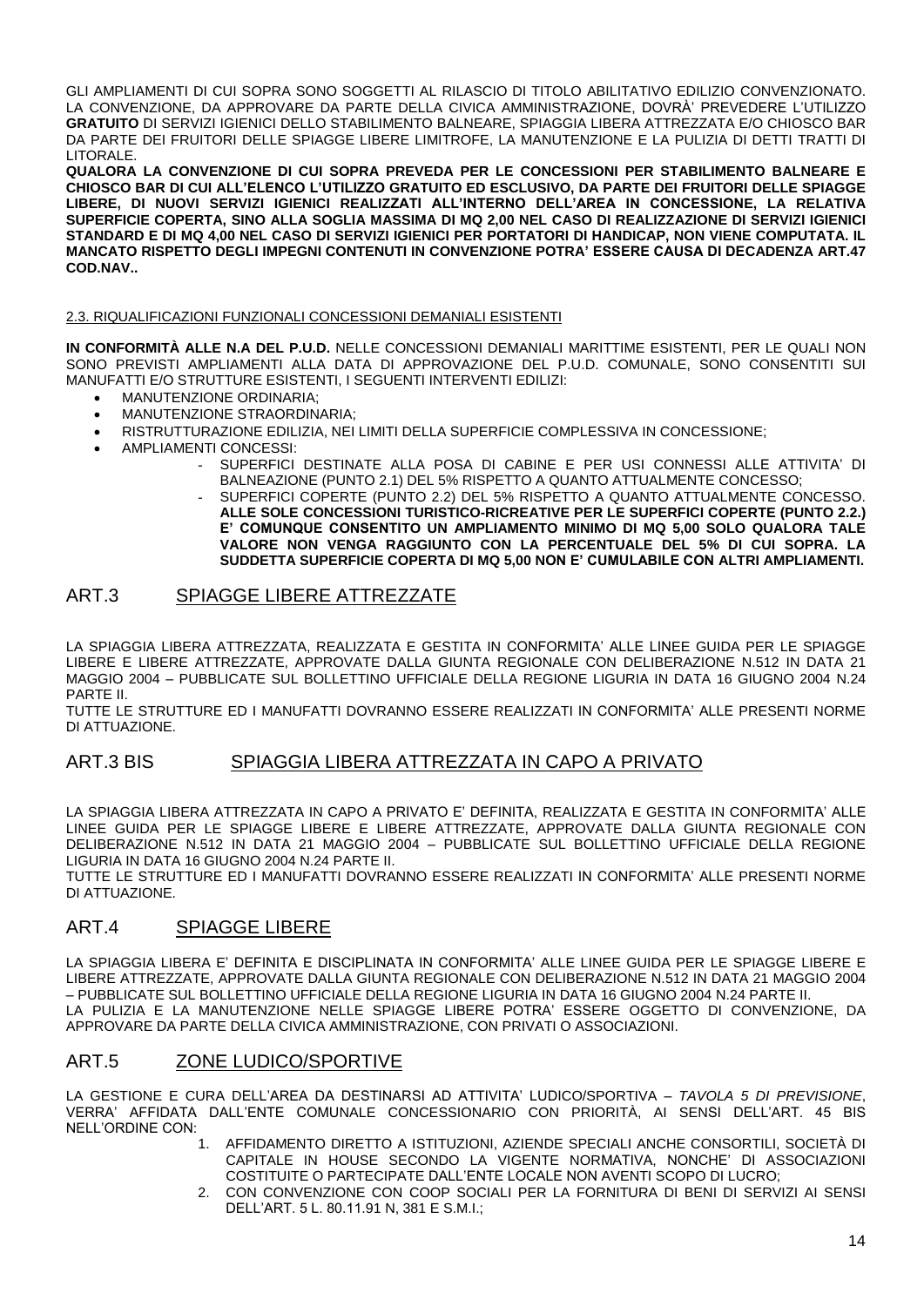GLI AMPLIAMENTI DI CUI SOPRA SONO SOGGETTI AL RILASCIO DI TITOLO ABILITATIVO EDILIZIO CONVENZIONATO. LA CONVENZIONE, DA APPROVARE DA PARTE DELLA CIVICA AMMINISTRAZIONE, DOVRÀ' PREVEDERE L'UTILIZZO **GRATUITO** DI SERVIZI IGIENICI DELLO STABILIMENTO BALNEARE, SPIAGGIA LIBERA ATTREZZATA E/O CHIOSCO BAR DA PARTE DEI FRUITORI DELLE SPIAGGE LIBERE LIMITROFE, LA MANUTENZIONE E LA PULIZIA DI DETTI TRATTI DI LITORALE.

**QUALORA LA CONVENZIONE DI CUI SOPRA PREVEDA PER LE CONCESSIONI PER STABILIMENTO BALNEARE E CHIOSCO BAR DI CUI ALL'ELENCO L'UTILIZZO GRATUITO ED ESCLUSIVO, DA PARTE DEI FRUITORI DELLE SPIAGGE LIBERE, DI NUOVI SERVIZI IGIENICI REALIZZATI ALL'INTERNO DELL'AREA IN CONCESSIONE, LA RELATIVA SUPERFICIE COPERTA, SINO ALLA SOGLIA MASSIMA DI MQ 2,00 NEL CASO DI REALIZZAZIONE DI SERVIZI IGIENICI STANDARD E DI MQ 4,00 NEL CASO DI SERVIZI IGIENICI PER PORTATORI DI HANDICAP, NON VIENE COMPUTATA. IL MANCATO RISPETTO DEGLI IMPEGNI CONTENUTI IN CONVENZIONE POTRA' ESSERE CAUSA DI DECADENZA ART.47 COD.NAV..**

### 2.3. RIQUALIFICAZIONI FUNZIONALI CONCESSIONI DEMANIALI ESISTENTI

**IN CONFORMITÀ ALLE N.A DEL P.U.D.** NELLE CONCESSIONI DEMANIALI MARITTIME ESISTENTI, PER LE QUALI NON SONO PREVISTI AMPLIAMENTI ALLA DATA DI APPROVAZIONE DEL P.U.D. COMUNALE, SONO CONSENTITI SUI MANUFATTI E/O STRUTTURE ESISTENTI, I SEGUENTI INTERVENTI EDILIZI:

- MANUTENZIONE ORDINARIA;
- MANUTENZIONE STRAORDINARIA;
- RISTRUTTURAZIONE EDILIZIA, NEI LIMITI DELLA SUPERFICIE COMPLESSIVA IN CONCESSIONE;
- AMPLIAMENTI CONCESSI:
  - SUPERFICI DESTINATE ALLA POSA DI CABINE E PER USI CONNESSI ALLE ATTIVITA' DI BALNEAZIONE (PUNTO 2.1) DEL 5% RISPETTO A QUANTO ATTUALMENTE CONCESSO;
  - SUPERFICI COPERTE (PUNTO 2.2) DEL 5% RISPETTO A QUANTO ATTUALMENTE CONCESSO. **ALLE SOLE CONCESSIONI TURISTICO-RICREATIVE PER LE SUPERFICI COPERTE (PUNTO 2.2.) E' COMUNQUE CONSENTITO UN AMPLIAMENTO MINIMO DI MQ 5,00 SOLO QUALORA TALE VALORE NON VENGA RAGGIUNTO CON LA PERCENTUALE DEL 5% DI CUI SOPRA. LA SUDDETTA SUPERFICIE COPERTA DI MQ 5,00 NON E' CUMULABILE CON ALTRI AMPLIAMENTI.**

## ART.3 SPIAGGE LIBERE ATTREZZATE

LA SPIAGGIA LIBERA ATTREZZATA, REALIZZATA E GESTITA IN CONFORMITA' ALLE LINEE GUIDA PER LE SPIAGGE LIBERE E LIBERE ATTREZZATE, APPROVATE DALLA GIUNTA REGIONALE CON DELIBERAZIONE N.512 IN DATA 21 MAGGIO 2004 – PUBBLICATE SUL BOLLETTINO UFFICIALE DELLA REGIONE LIGURIA IN DATA 16 GIUGNO 2004 N.24 PARTE II.

TUTTE LE STRUTTURE ED I MANUFATTI DOVRANNO ESSERE REALIZZATI IN CONFORMITA' ALLE PRESENTI NORME DI ATTUAZIONE.

## ART.3 BIS SPIAGGIA LIBERA ATTREZZATA IN CAPO A PRIVATO

LA SPIAGGIA LIBERA ATTREZZATA IN CAPO A PRIVATO E' DEFINITA, REALIZZATA E GESTITA IN CONFORMITA' ALLE LINEE GUIDA PER LE SPIAGGE LIBERE E LIBERE ATTREZZATE, APPROVATE DALLA GIUNTA REGIONALE CON DELIBERAZIONE N.512 IN DATA 21 MAGGIO 2004 – PUBBLICATE SUL BOLLETTINO UFFICIALE DELLA REGIONE LIGURIA IN DATA 16 GIUGNO 2004 N.24 PARTE II.

TUTTE LE STRUTTURE ED I MANUFATTI DOVRANNO ESSERE REALIZZATI IN CONFORMITA' ALLE PRESENTI NORME DI ATTUAZIONE.

## ART.4 SPIAGGE LIBERE

LA SPIAGGIA LIBERA E' DEFINITA E DISCIPLINATA IN CONFORMITA' ALLE LINEE GUIDA PER LE SPIAGGE LIBERE E LIBERE ATTREZZATE, APPROVATE DALLA GIUNTA REGIONALE CON DELIBERAZIONE N.512 IN DATA 21 MAGGIO 2004 – PUBBLICATE SUL BOLLETTINO UFFICIALE DELLA REGIONE LIGURIA IN DATA 16 GIUGNO 2004 N.24 PARTE II.

LA PULIZIA E LA MANUTENZIONE NELLE SPIAGGE LIBERE POTRA' ESSERE OGGETTO DI CONVENZIONE, DA APPROVARE DA PARTE DELLA CIVICA AMMINISTRAZIONE, CON PRIVATI O ASSOCIAZIONI.

## ART.5 ZONE LUDICO/SPORTIVE

LA GESTIONE E CURA DELL'AREA DA DESTINARSI AD ATTIVITA' LUDICO/SPORTIVA – *TAVOLA 5 DI PREVISIONE*, VERRA' AFFIDATA DALL'ENTE COMUNALE CONCESSIONARIO CON PRIORITÀ, AI SENSI DELL'ART. 45 BIS NELL'ORDINE CON:

1. AFFIDAMENTO DIRETTO A ISTITUZIONI, AZIENDE SPECIALI ANCHE CONSORTILI, SOCIETÀ DI CAPITALE IN HOUSE SECONDO LA VIGENTE NORMATIVA, NONCHE' DI ASSOCIAZIONI COSTITUITE O PARTECIPATE DALL'ENTE LOCALE NON AVENTI SCOPO DI LUCRO;
2. CON CONVENZIONE CON COOP SOCIALI PER LA FORNITURA DI BENI DI SERVIZI AI SENSI DELL'ART. 5 L. 80.11.91 N, 381 E S.M.I.;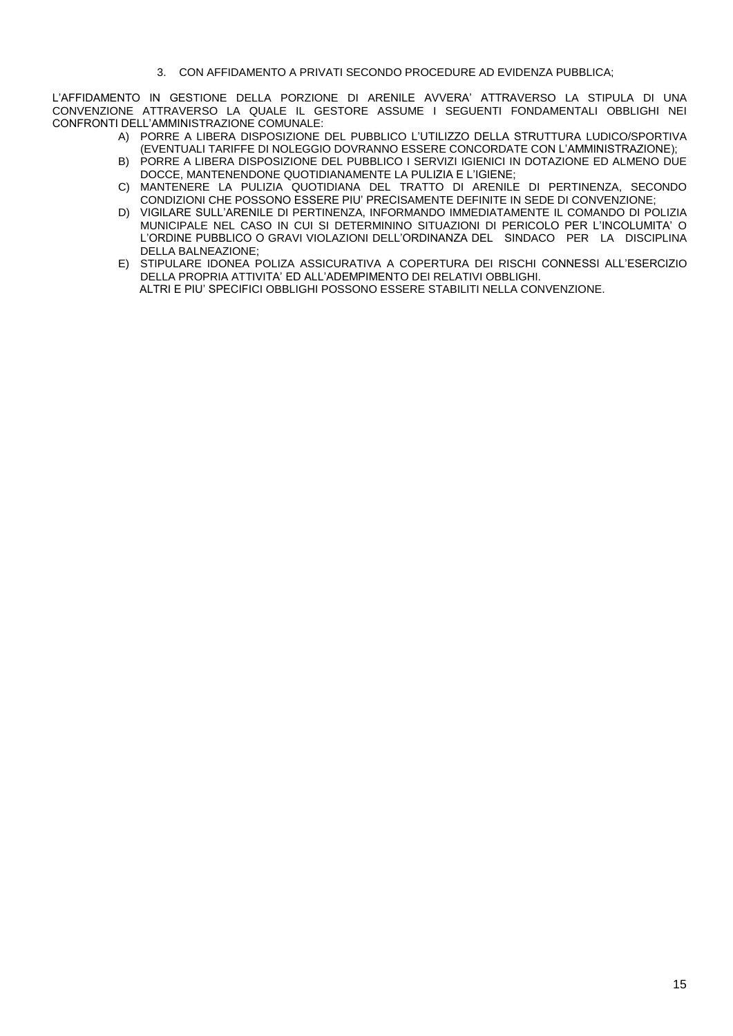3. CON AFFIDAMENTO A PRIVATI SECONDO PROCEDURE AD EVIDENZA PUBBLICA;

L'AFFIDAMENTO IN GESTIONE DELLA PORZIONE DI ARENILE AVVERA' ATTRAVERSO LA STIPULA DI UNA CONVENZIONE ATTRAVERSO LA QUALE IL GESTORE ASSUME I SEGUENTI FONDAMENTALI OBBLIGHI NEI CONFRONTI DELL'AMMINISTRAZIONE COMUNALE:

A) PORRE A LIBERA DISPOSIZIONE DEL PUBBLICO L'UTILIZZO DELLA STRUTTURA LUDICO/SPORTIVA (EVENTUALI TARIFFE DI NOLEGGIO DOVRANNO ESSERE CONCORDATE CON L'AMMINISTRAZIONE);
B) PORRE A LIBERA DISPOSIZIONE DEL PUBBLICO I SERVIZI IGIENICI IN DOTAZIONE ED ALMENO DUE DOCCE, MANTENENDONE QUOTIDIANAMENTE LA PULIZIA E L'IGIENE;
C) MANTENERE LA PULIZIA QUOTIDIANA DEL TRATTO DI ARENILE DI PERTINENZA, SECONDO CONDIZIONI CHE POSSONO ESSERE PIU' PRECISAMENTE DEFINITE IN SEDE DI CONVENZIONE;
D) VIGILARE SULL'ARENILE DI PERTINENZA, INFORMANDO IMMEDIATAMENTE IL COMANDO DI POLIZIA MUNICIPALE NEL CASO IN CUI SI DETERMININO SITUAZIONI DI PERICOLO PER L'INCOLUMITA' O L'ORDINE PUBBLICO O GRAVI VIOLAZIONI DELL'ORDINANZA DEL SINDACO PER LA DISCIPLINA DELLA BALNEAZIONE;
E) STIPULARE IDONEA POLIZA ASSICURATIVA A COPERTURA DEI RISCHI CONNESSI ALL'ESERCIZIO DELLA PROPRIA ATTIVITA' ED ALL'ADEMPIMENTO DEI RELATIVI OBBLIGHI.

ALTRI E PIU' SPECIFICI OBBLIGHI POSSONO ESSERE STABILITI NELLA CONVENZIONE.